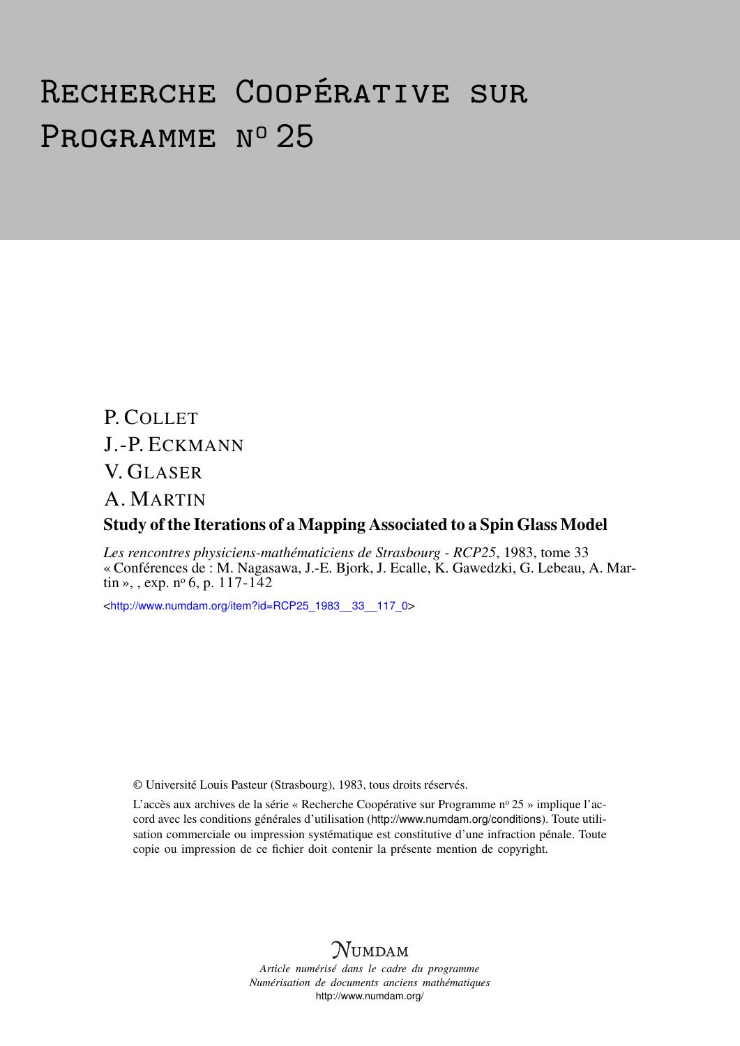# Recherche Coopérative sur Programme n° 25

P. Collet

J.-P. Eckmann

V. Glaser

A. Martin

**Study of the Iterations of a Mapping Associated to a Spin Glass Model**

*Les rencontres physiciens-mathématiciens de Strasbourg - RCP25*, 1983, tome 33
« Conférences de : M. Nagasawa, J.-E. Bjork, J. Ecalle, K. Gawedzki, G. Lebeau, A. Martin », , exp. n° 6, p. 117-142

<http://www.numdam.org/item?id=RCP25_1983__33__117_0>

© Université Louis Pasteur (Strasbourg), 1983, tous droits réservés.

L'accès aux archives de la série « Recherche Coopérative sur Programme n° 25 » implique l'accord avec les conditions générales d'utilisation (http://www.numdam.org/conditions). Toute utilisation commerciale ou impression systématique est constitutive d'une infraction pénale. Toute copie ou impression de ce fichier doit contenir la présente mention de copyright.

NUMDAM

*Article numérisé dans le cadre du programme*
*Numérisation de documents anciens mathématiques*
http://www.numdam.org/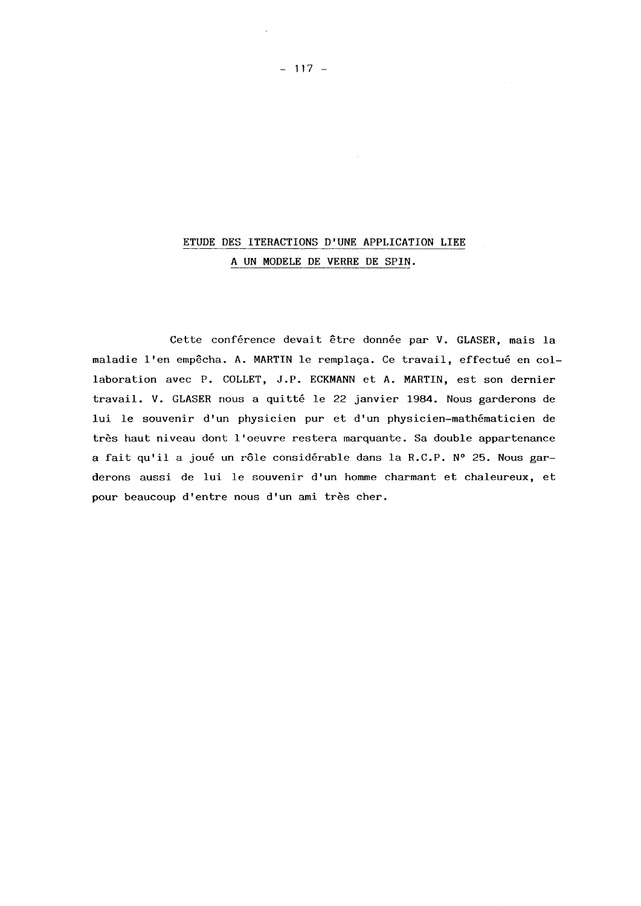# ETUDE DES ITERACTIONS D'UNE APPLICATION LIEE A UN MODELE DE VERRE DE SPIN.

Cette conférence devait être donnée par V. GLASER, mais la maladie l'en empêcha. A. MARTIN le remplaça. Ce travail, effectué en collaboration avec P. COLLET, J.P. ECKMANN et A. MARTIN, est son dernier travail. V. GLASER nous a quitté le 22 janvier 1984. Nous garderons de lui le souvenir d'un physicien pur et d'un physicien-mathématicien de très haut niveau dont l'oeuvre restera marquante. Sa double appartenance a fait qu'il a joué un rôle considérable dans la R.C.P. N° 25. Nous garderons aussi de lui le souvenir d'un homme charmant et chaleureux, et pour beaucoup d'entre nous d'un ami très cher.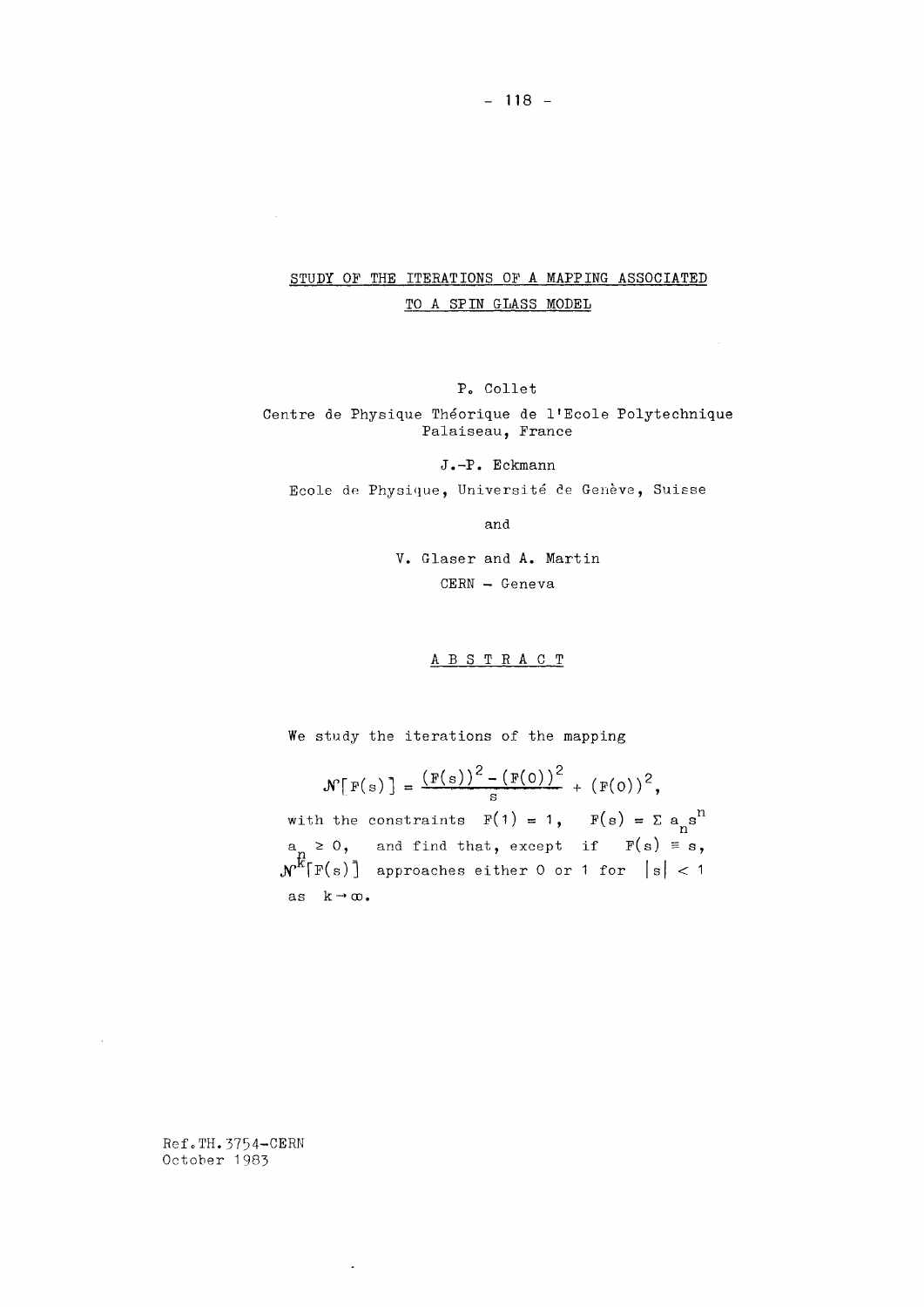# STUDY OF THE ITERATIONS OF A MAPPING ASSOCIATED TO A SPIN GLASS MODEL

P. Collet

Centre de Physique Théorique de l'Ecole Polytechnique
Palaiseau, France

J.-P. Eckmann

Ecole de Physique, Université de Genève, Suisse

and

V. Glaser and A. Martin

CERN - Geneva

## A B S T R A C T

We study the iterations of the mapping

$$\mathcal{N}[F(s)] = \frac{(F(s))^2 - (F(0))^2}{s} + (F(0))^2,$$

with the constraints $F(1) = 1$, $F(s) = \Sigma a_n s^n$ $a_n \geq 0$, and find that, except if $F(s) \equiv s$, $\mathcal{N}^k[F(s)]$ approaches either 0 or 1 for $|s| < 1$ as $k \to \infty$.

Ref.TH.3754-CERN
October 1983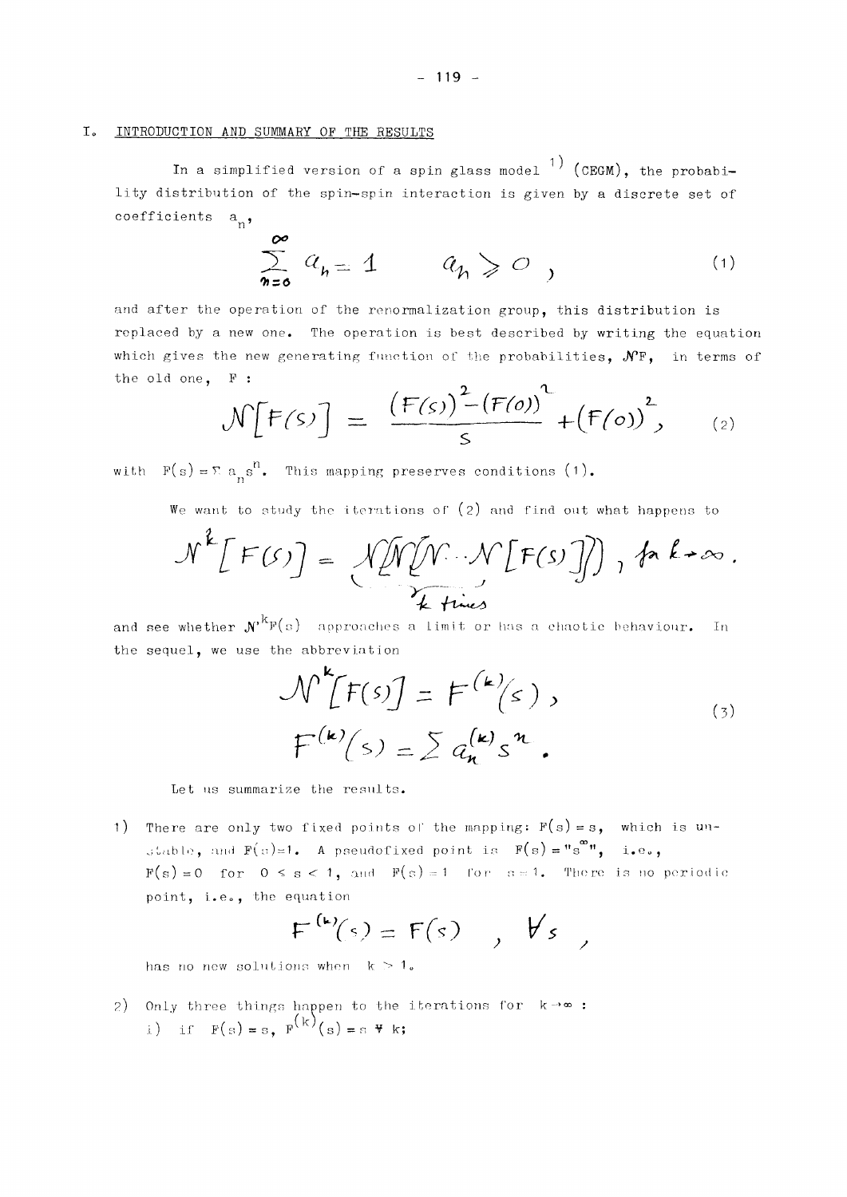# I. INTRODUCTION AND SUMMARY OF THE RESULTS

In a simplified version of a spin glass model [1] (CEGM), the probability distribution of the spin-spin interaction is given by a discrete set of coefficients $a_n$,

$$\sum_{n=0}^{\infty} a_n = 1 \qquad a_n \geqslant 0 , \tag{1}$$

and after the operation of the renormalization group, this distribution is replaced by a new one. The operation is best described by writing the equation which gives the new generating function of the probabilities, $\mathcal{N}F$, in terms of the old one, $F$ :

$$\mathcal{N}[F(s)] = \frac{(F(s))^2 - (F(0))^2}{s} + (F(0))^2 , \tag{2}$$

with $F(s) = \Sigma\, a_n s^n$. This mapping preserves conditions (1).

We want to study the iterations of (2) and find out what happens to

$$\mathcal{N}^k[F(s)] = \underbrace{\mathcal{N}[\mathcal{N}[\mathcal{N} \cdots \mathcal{N}}_{k \text{ times}}[F(s)]]] , \text{ for } k \to \infty .$$

and see whether $\mathcal{N}^k F(s)$ approaches a limit or has a chaotic behaviour. In the sequel, we use the abbreviation

$$\begin{aligned} \mathcal{N}^k[F(s)] &= F^{(k)}(s) , \\ F^{(k)}(s) &= \sum a_n^{(k)} s^n . \end{aligned} \tag{3}$$

Let us summarize the results.

1) There are only two fixed points of the mapping: $F(s) = s$, which is unstable, and $F(s) = 1$. A pseudofixed point is $F(s) = "s^{\infty}"$, i.e., $F(s) = 0$ for $0 \leq s < 1$, and $F(s) = 1$ for $s = 1$. There is no periodic point, i.e., the equation

$$F^{(k)}(s) = F(s) \quad , \ \forall s ,$$

has no new solutions when $k > 1$.

2) Only three things happen to the iterations for $k \to \infty$ :
   i) if $F(s) = s$, $F^{(k)}(s) = s \ \forall k$;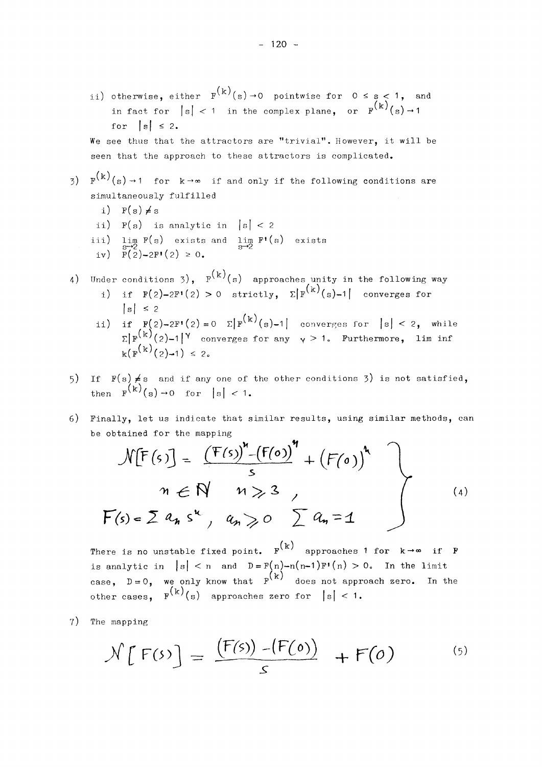ii) otherwise, either $F^{(k)}(s) \to 0$ pointwise for $0 \le s < 1$, and in fact for $|s| < 1$ in the complex plane, or $F^{(k)}(s) \to 1$ for $|s| \le 2$.

We see thus that the attractors are "trivial". However, it will be seen that the approach to these attractors is complicated.

3) $F^{(k)}(s) \to 1$ for $k \to \infty$ if and only if the following conditions are simultaneously fulfilled

   i) $F(s) \not\equiv s$

   ii) $F(s)$ is analytic in $|s| < 2$

   iii) $\lim_{s \to 2} F(s)$ exists and $\lim_{s \to 2} F'(s)$ exists

   iv) $F(2) - 2F'(2) \ge 0$.

4) Under conditions 3), $F^{(k)}(s)$ approaches unity in the following way

   i) if $F(2) - 2F'(2) > 0$ strictly, $\Sigma |F^{(k)}(s) - 1|$ converges for $|s| \le 2$

   ii) if $F(2) - 2F'(2) = 0$ $\Sigma |F^{(k)}(s) - 1|$ converges for $|s| < 2$, while $\Sigma |F^{(k)}(2) - 1|^{\gamma}$ converges for any $\gamma > 1$. Furthermore, $\liminf k(F^{(k)}(2) - 1) \le 2$.

5) If $F(s) \not\equiv s$ and if any one of the other conditions 3) is not satisfied, then $F^{(k)}(s) \to 0$ for $|s| < 1$.

6) Finally, let us indicate that similar results, using similar methods, can be obtained for the mapping

$$
\left.
\begin{aligned}
&\mathcal{N}[F(s)] = \frac{(F(s))^n - (F(0))^n}{s} + (F(0))^n \\
&\qquad n \in \mathbb{N} \quad n \geqslant 3 \, , \\
&F(s) = \sum a_n s^n , \quad a_n \geqslant 0 \quad \sum a_n = 1
\end{aligned}
\right\} \tag{4}
$$

There is no unstable fixed point. $F^{(k)}$ approaches 1 for $k \to \infty$ if $F$ is analytic in $|s| < n$ and $D = F(n) - n(n-1)F'(n) > 0$. In the limit case, $D = 0$, we only know that $F^{(k)}$ does not approach zero. In the other cases, $F^{(k)}(s)$ approaches zero for $|s| < 1$.

7) The mapping

$$
\mathcal{N}[F(s)] = \frac{(F(s)) - (F(0))}{s} + F(0) \tag{5}
$$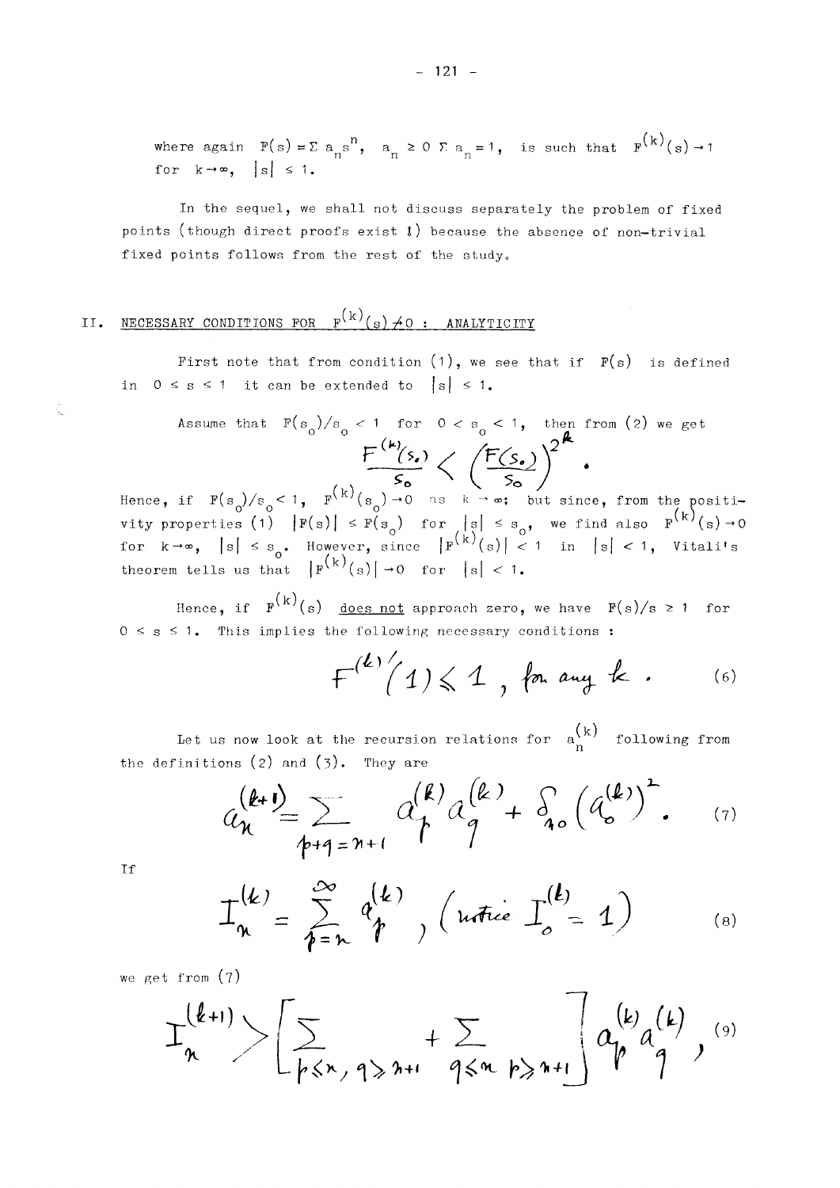where again $F(s) = \Sigma a_n s^n$, $a_n \geq 0$ $\Sigma a_n = 1$, is such that $F^{(k)}(s) \to 1$ for $k \to \infty$, $|s| \leq 1$.

In the sequel, we shall not discuss separately the problem of fixed points (though direct proofs exist !) because the absence of non-trivial fixed points follows from the rest of the study.

## II. NECESSARY CONDITIONS FOR $F^{(k)}(s) \not\to 0$ : ANALYTICITY

First note that from condition (1), we see that if $F(s)$ is defined in $0 \leq s \leq 1$ it can be extended to $|s| \leq 1$.

Assume that $F(s_o)/s_o < 1$ for $0 < s_o < 1$, then from (2) we get

$$\frac{F^{(k)}(s_o)}{s_o} < \left(\frac{F(s_o)}{s_o}\right)^{2^k} .$$

Hence, if $F(s_o)/s_o < 1$, $F^{(k)}(s_o) \to 0$ as $k \to \infty$; but since, from the positivity properties (1) $|F(s)| \leq F(s_o)$ for $|s| \leq s_o$, we find also $F^{(k)}(s) \to 0$ for $k \to \infty$, $|s| \leq s_o$. However, since $|F^{(k)}(s)| < 1$ in $|s| < 1$, Vitali's theorem tells us that $|F^{(k)}(s)| \to 0$ for $|s| < 1$.

Hence, if $F^{(k)}(s)$ <u>does not</u> approach zero, we have $F(s)/s \geq 1$ for $0 \leq s \leq 1$. This implies the following necessary conditions :

$$F^{(k)\prime}(1) \leq 1 \text{ , for any } k . \tag{6}$$

Let us now look at the recursion relations for $a_n^{(k)}$ following from the definitions (2) and (3). They are

$$a_n^{(k+1)} = \sum_{p+q=n+1} a_p^{(k)} a_q^{(k)} + \delta_{n0} \left(a_0^{(k)}\right)^2 . \tag{7}$$

If

$$I_n^{(k)} = \sum_{p=n}^{\infty} a_p^{(k)} \text{ , (notice } I_0^{(k)} = 1) \tag{8}$$

we get from (7)

$$I_n^{(k+1)} > \left[\sum_{p \leq n,\, q \geq n+1} + \sum_{q \leq n\, p \geq n+1}\right] a_p^{(k)} a_q^{(k)} , \tag{9}$$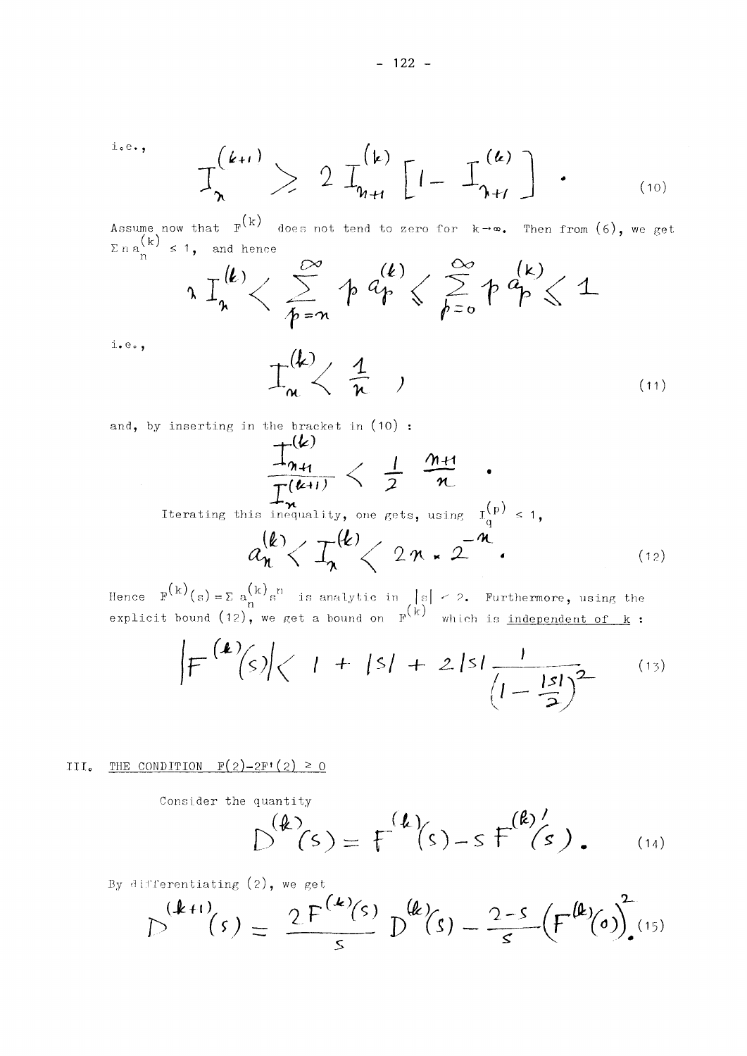i.e.,

$$I_n^{(k+1)} \geq 2\, I_{n+1}^{(k)} \left[1 - I_{n+1}^{(k)}\right] . \tag{10}$$

Assume now that $F^{(k)}$ does not tend to zero for $k \to \infty$. Then from (6), we get $\Sigma\, n\, a_n^{(k)} \leq 1$, and hence

$$n\, I_n^{(k)} < \sum_{p=n}^{\infty} p\, a_p^{(k)} \leq \sum_{p=0}^{\infty} p\, a_p^{(k)} \leq 1$$

i.e.,

$$I_n^{(k)} < \frac{1}{n} \ , \tag{11}$$

and, by inserting in the bracket in (10) :

$$\frac{I_{n+1}^{(k)}}{I_n^{(k+1)}} < \frac{1}{2}\, \frac{n+1}{n} \ .$$

Iterating this inequality, one gets, using $I_q^{(p)} \leq 1$,

$$a_n^{(k)} < I_n^{(k)} < 2n \cdot 2^{-n} . \tag{12}$$

Hence $F^{(k)}(s) = \Sigma\, a_n^{(k)} s^n$ is analytic in $|s| < 2$. Furthermore, using the explicit bound (12), we get a bound on $F^{(k)}$ which is <u>independent of $k$</u> :

$$\left|F^{(k)}(s)\right| < 1 + |s| + 2|s| \frac{1}{\left(1 - \frac{|s|}{2}\right)^2} \tag{13}$$

## III. <u>THE CONDITION $F(2) - 2F'(2) \geq 0$</u>

Consider the quantity

$$D^{(k)}(s) = F^{(k)}(s) - s\, F^{(k)\prime}(s) . \tag{14}$$

By differentiating (2), we get

$$D^{(k+1)}(s) = \frac{2\, F^{(k)}(s)}{s}\, D^{(k)}(s) - \frac{2-s}{s}\left(F^{(k)}(0)\right)^2 . \tag{15}$$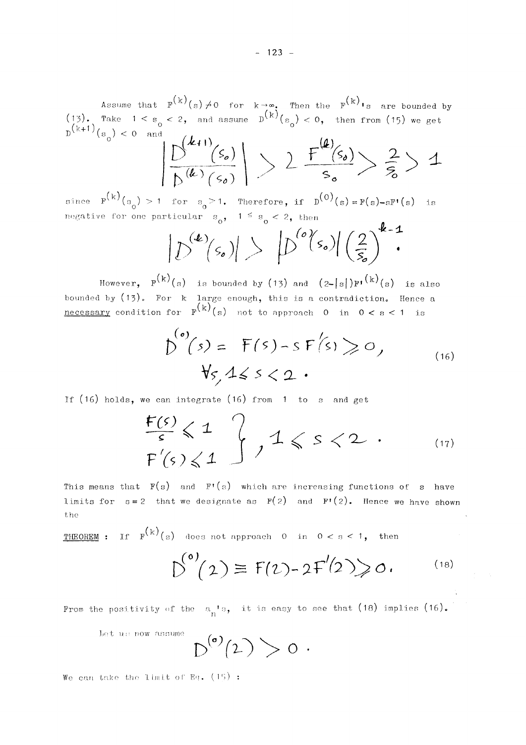Assume that $F^{(k)}(s) \neq 0$ for $k \to \infty$. Then the $F^{(k)}$'s are bounded by (13). Take $1 < s_0 < 2$, and assume $D^{(k)}(s_0) < 0$, then from (15) we get $D^{(k+1)}(s_0) < 0$ and

$$\left| \frac{D^{(k+1)}(s_0)}{D^{(k)}(s_0)} \right| > 2 \, \frac{F^{(k)}(s_0)}{s_0} > \frac{2}{s_0} > 1$$

since $F^{(k)}(s_0) > 1$ for $s_0 > 1$. Therefore, if $D^{(0)}(s) = F(s) - sF'(s)$ is negative for one particular $s_0$, $1 \leq s_0 < 2$, then

$$|D^{(k)}(s_0)| > |D^{(0)}(s_0)| \left(\frac{2}{s_0}\right)^{k-1} .$$

However, $F^{(k)}(s)$ is bounded by (13) and $(2-|s|)F'^{(k)}(s)$ is also bounded by (13). For $k$ large enough, this is a contradiction. Hence a <u>necessary</u> condition for $F^{(k)}(s)$ not to approach $0$ in $0 < s < 1$ is

$$D^{(0)}(s) = F(s) - sF'(s) \geqslant 0, \qquad \forall s, \; 1 \leqslant s < 2 . \tag{16}$$

If (16) holds, we can integrate (16) from $1$ to $s$ and get

$$\left. \begin{aligned} \frac{F(s)}{s} &\leqslant 1 \\ F'(s) &\leqslant 1 \end{aligned} \right\} , \; 1 \leqslant s < 2 . \tag{17}$$

This means that $F(s)$ and $F'(s)$ which are increasing functions of $s$ have limits for $s = 2$ that we designate as $F(2)$ and $F'(2)$. Hence we have shown the

<u>THEOREM</u> : If $F^{(k)}(s)$ does not approach $0$ in $0 < s < 1$, then

$$D^{(0)}(2) \equiv F(2) - 2F'(2) \geqslant 0 . \tag{18}$$

From the positivity of the $a_n$'s, it is easy to see that (18) implies (16).

Let us now assume

$$D^{(0)}(2) > 0 .$$

We can take the limit of Eq. (15) :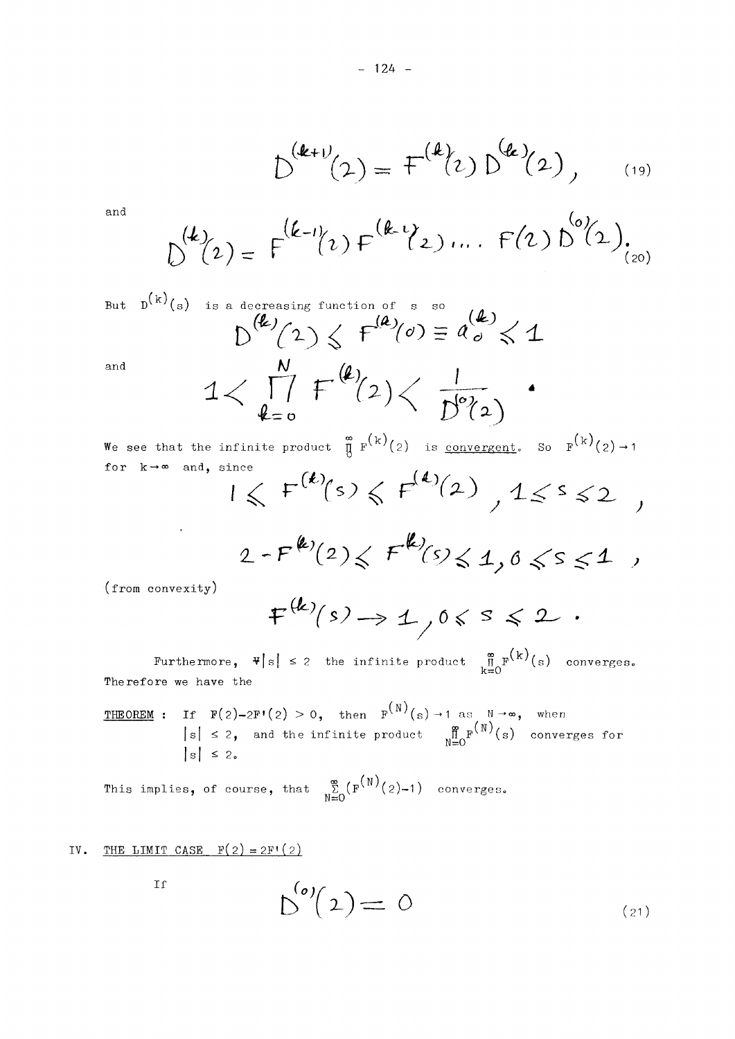$$D^{(k+1)}(2) = F^{(k)}(2)\, D^{(k)}(2), \tag{19}$$

and

$$D^{(k)}(2) = F^{(k-1)}(2)\, F^{(k-2)}(2) \dots F(2)\, D^{(0)}(2). \tag{20}$$

But $D^{(k)}(s)$ is a decreasing function of $s$ so

$$D^{(k)}(2) \leqslant F^{(k)}(0) \equiv a_0^{(k)} \leqslant 1$$

and

$$1 < \prod_{k=0}^{N} F^{(k)}(2) < \frac{1}{D^{(0)}(2)} .$$

We see that the infinite product $\prod_0^{\infty} F^{(k)}(2)$ is <u>convergent</u>. So $F^{(k)}(2) \to 1$ for $k \to \infty$ and, since

$$1 \leqslant F^{(k)}(s) \leqslant F^{(k)}(2) \,, \; 1 \leqslant s \leqslant 2 \,,$$

$$2 - F^{(k)}(2) \leqslant F^{(k)}(s) \leqslant 1, \; 0 \leqslant s \leqslant 1 \,,$$

(from convexity)

$$F^{(k)}(s) \to 1, \; 0 \leqslant s \leqslant 2 .$$

Furthermore, $\forall |s| \leq 2$ the infinite product $\prod_{k=0}^{\infty} F^{(k)}(s)$ converges. Therefore we have the

<u>THEOREM</u> : If $F(2) - 2F'(2) > 0$, then $F^{(N)}(s) \to 1$ as $N \to \infty$, when $|s| \leq 2$, and the infinite product $\prod_{N=0}^{\infty} F^{(N)}(s)$ converges for $|s| \leq 2$.

This implies, of course, that $\sum_{N=0}^{\infty} (F^{(N)}(2) - 1)$ converges.

## IV. <u>THE LIMIT CASE $F(2) = 2F'(2)$</u>

If

$$D^{(0)}(2) = 0 \tag{21}$$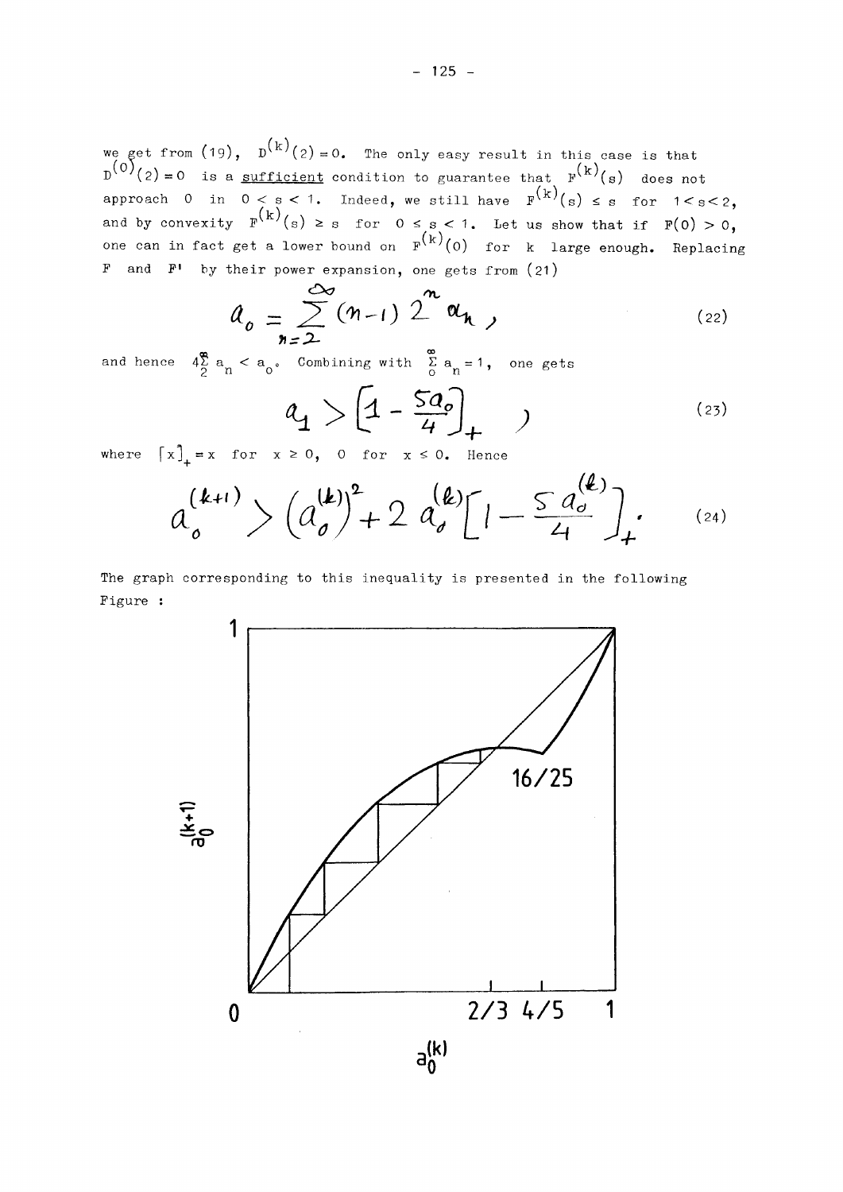we get from (19), $D^{(k)}(2) = 0$. The only easy result in this case is that $D^{(0)}(2) = 0$ is a sufficient condition to guarantee that $F^{(k)}(s)$ does not approach 0 in $0 < s < 1$. Indeed, we still have $F^{(k)}(s) \leq s$ for $1 < s < 2$, and by convexity $F^{(k)}(s) \geq s$ for $0 \leq s < 1$. Let us show that if $F(0) > 0$, one can in fact get a lower bound on $F^{(k)}(0)$ for $k$ large enough. Replacing $F$ and $F'$ by their power expansion, one gets from (21)

$$a_0 = \sum_{n=2}^{\infty} (n-1)\, 2^n a_n , \tag{22}$$

and hence $4\sum_2^{\infty} a_n < a_0$. Combining with $\sum_0^{\infty} a_n = 1$, one gets

$$a_1 > \left[1 - \frac{5a_0}{4}\right]_+ , \tag{23}$$

where $[x]_+ = x$ for $x \geq 0$, $0$ for $x \leq 0$. Hence

$$a_0^{(k+1)} > \left(a_0^{(k)}\right)^2 + 2\, a_0^{(k)} \left[1 - \frac{5\, a_0^{(k)}}{4}\right]_+ . \tag{24}$$

The graph corresponding to this inequality is presented in the following Figure :

Figure: $a_0^{(k+1)}$ versus $a_0^{(k)}$; axis marks 0, 2/3, 4/5, 1; label 16/25.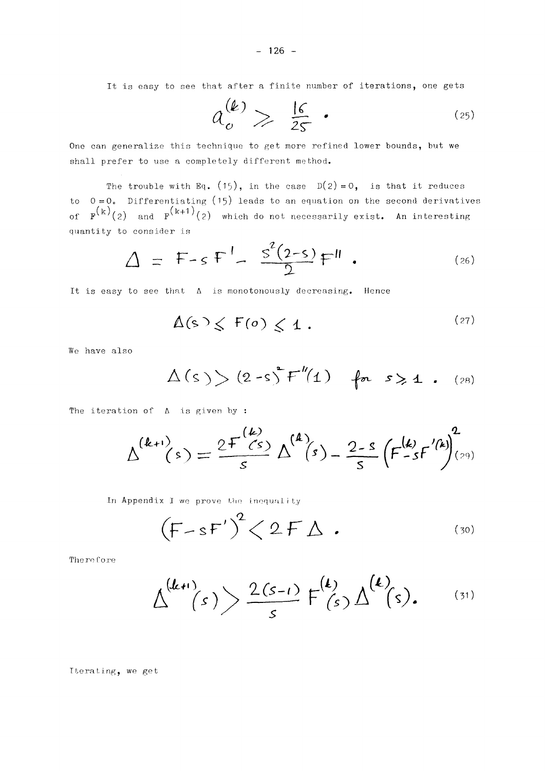It is easy to see that after a finite number of iterations, one gets

$$a_0^{(k)} \geq \frac{16}{25} . \tag{25}$$

One can generalize this technique to get more refined lower bounds, but we shall prefer to use a completely different method.

The trouble with Eq. (15), in the case $D(2) = 0$, is that it reduces to $0 = 0$. Differentiating (15) leads to an equation on the second derivatives of $F^{(k)}(2)$ and $F^{(k+1)}(2)$ which do not necessarily exist. An interesting quantity to consider is

$$\Delta = F - sF' - \frac{s^2(2-s)}{2} F'' . \tag{26}$$

It is easy to see that $\Delta$ is monotonously decreasing. Hence

$$\Delta(s) \leq F(0) \leq 1 . \tag{27}$$

We have also

$$\Delta(s) > (2-s)^2 F''(1) \quad \text{for} \quad s \geq 1 . \tag{28}$$

The iteration of $\Delta$ is given by :

$$\Delta^{(k+1)}(s) = \frac{2F^{(k)}(s)}{s} \Delta^{(k)}(s) - \frac{2-s}{s} \left( F^{(k)} - sF'^{(k)} \right)^2 \tag{29}$$

In Appendix I we prove the inequality

$$\left( F - sF' \right)^2 < 2F\Delta . \tag{30}$$

Therefore

$$\Delta^{(k+1)}(s) > \frac{2(s-1)}{s} F^{(k)}(s) \Delta^{(k)}(s). \tag{31}$$

Iterating, we get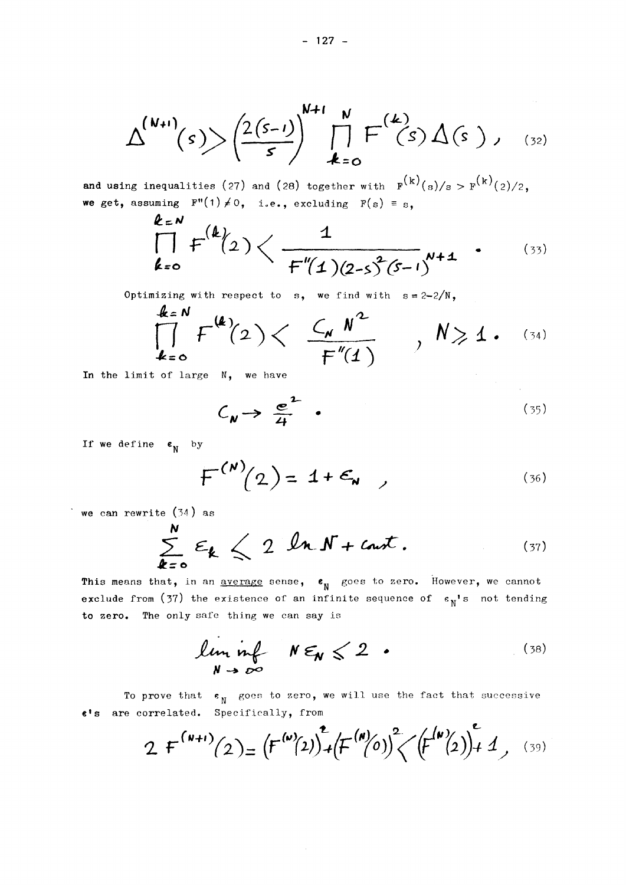$$\Delta^{(N+1)}(s) > \left(\frac{2(s-1)}{s}\right)^{N+1} \prod_{k=0}^{N} F^{(k)}(s)\,\Delta(s)\,, \tag{32}$$

and using inequalities (27) and (28) together with $F^{(k)}(s)/s > F^{(k)}(2)/2$, we get, assuming $F''(1) \neq 0$, i.e., excluding $F(s) \equiv s$,

$$\prod_{k=0}^{k=N} F^{(k)}(2) < \frac{1}{F''(1)(2-s)^2(s-1)^{N+1}} \,. \tag{33}$$

Optimizing with respect to $s$, we find with $s = 2-2/N$,

$$\prod_{k=0}^{k=N} F^{(k)}(2) < \frac{C_N\, N^2}{F''(1)} \,, \quad N \geq 1 \,. \tag{34}$$

In the limit of large $N$, we have

$$C_N \to \frac{e^2}{4} \,. \tag{35}$$

If we define $\epsilon_N$ by

$$F^{(N)}(2) = 1 + \epsilon_N \,, \tag{36}$$

we can rewrite (34) as

$$\sum_{k=0}^{N} \epsilon_k \leq 2 \ln N + \text{const.} \tag{37}$$

This means that, in an <u>average</u> sense, $\epsilon_N$ goes to zero. However, we cannot exclude from (37) the existence of an infinite sequence of $\epsilon_N$'s not tending to zero. The only safe thing we can say is

$$\liminf_{N \to \infty} N \epsilon_N \leq 2 \,. \tag{38}$$

To prove that $\epsilon_N$ goes to zero, we will use the fact that successive $\epsilon$'s are correlated. Specifically, from

$$2\, F^{(N+1)}(2) = \left(F^{(N)}(2)\right)^2 + \left(F^{(N)}(0)\right)^2 < \left(F^{(N)}(2)\right)^2 + 1 \,, \tag{39}$$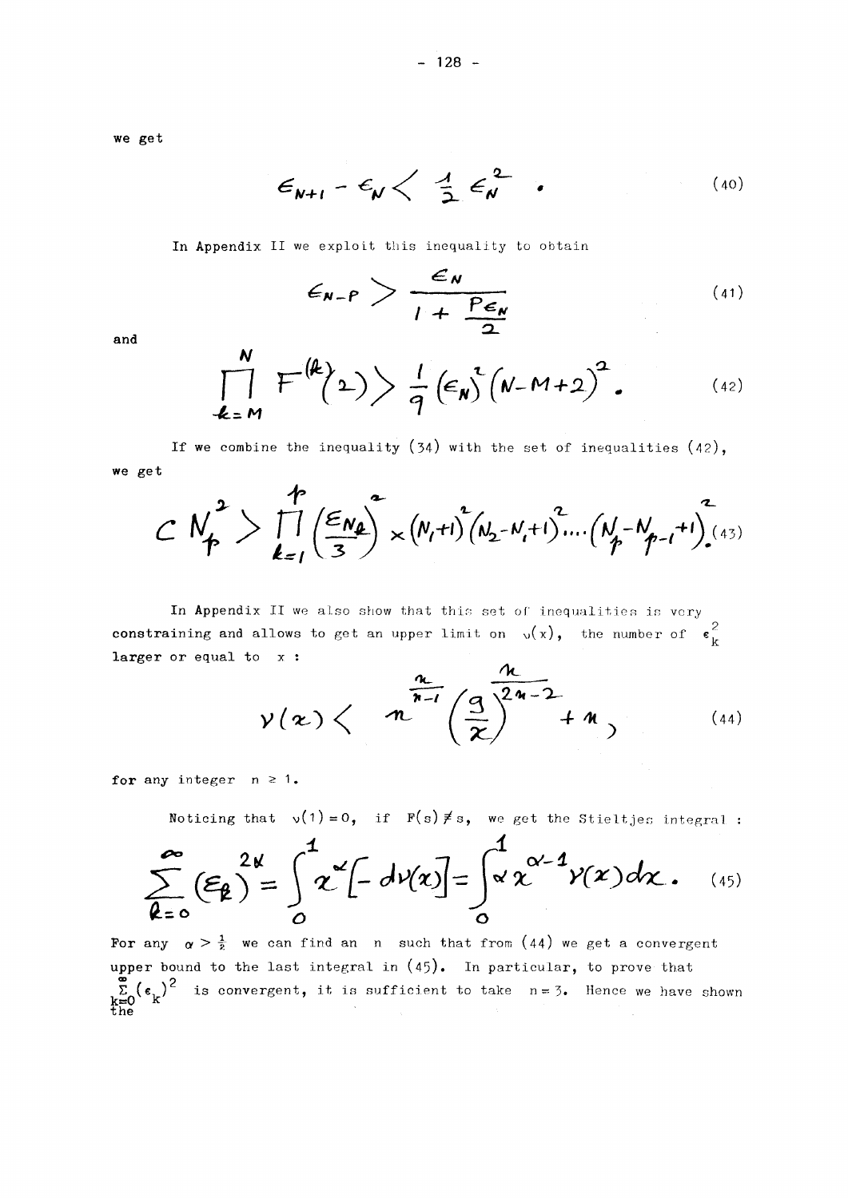we get

$$\epsilon_{N+1} - \epsilon_N < \frac{1}{2} \epsilon_N^2 \quad . \tag{40}$$

In Appendix II we exploit this inequality to obtain

$$\epsilon_{N-P} > \frac{\epsilon_N}{1 + \frac{P\epsilon_N}{2}} \tag{41}$$

and

$$\prod_{k=M}^{N} F^{(k)}(2) > \frac{1}{9} (\epsilon_N)^2 (N-M+2)^2 . \tag{42}$$

If we combine the inequality (34) with the set of inequalities (42), we get

$$C N_p^2 > \prod_{k=1}^{p} \left(\frac{\epsilon_{N_k}}{3}\right)^2 \times (N_1+1)^2 (N_2-N_1+1)^2 \dots (N_p - N_{p-1}+1)^2 . \tag{43}$$

In Appendix II we also show that this set of inequalities is very constraining and allows to get an upper limit on $\nu(x)$, the number of $\epsilon_k^2$ larger or equal to $x$ :

$$\nu(x) < n^{\frac{n}{n-1}} \left(\frac{9}{x}\right)^{\frac{n}{2n-2}} + n \, , \tag{44}$$

for any integer $n \geq 1$.

Noticing that $\nu(1) = 0$, if $F(s) \not\equiv s$, we get the Stieltjes integral :

$$\sum_{k=0}^{\infty} (\epsilon_k)^{2\alpha} = \int_0^1 x^\alpha [-d\nu(x)] = \int_0^1 \alpha x^{\alpha-1} \nu(x) dx . \tag{45}$$

For any $\alpha > \frac{1}{2}$ we can find an $n$ such that from (44) we get a convergent upper bound to the last integral in (45). In particular, to prove that $\sum_{k=0}^{\infty} (\epsilon_k)^2$ is convergent, it is sufficient to take $n = 3$. Hence we have shown the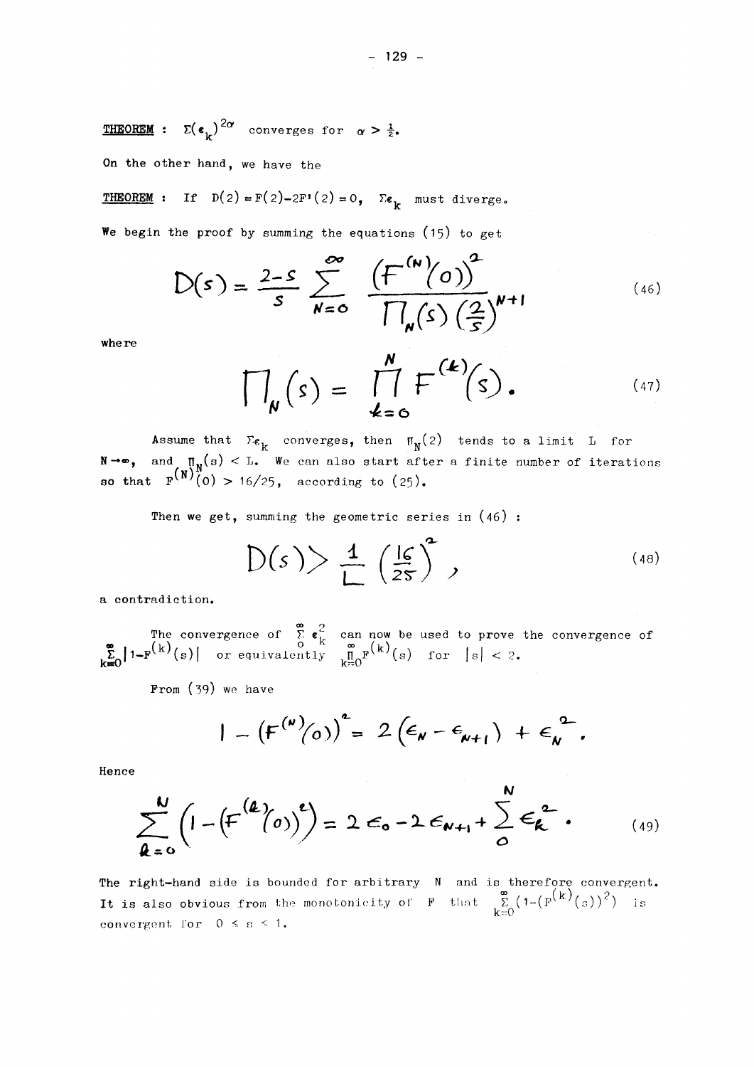**THEOREM** : $\Sigma(\epsilon_k)^{2\alpha}$ converges for $\alpha > \frac{1}{2}$.

On the other hand, we have the

**THEOREM** : If $D(2) = F(2) - 2F'(2) = 0$, $\Sigma\epsilon_k$ must diverge.

We begin the proof by summing the equations (15) to get

$$D(s) = \frac{2-s}{s} \sum_{N=0}^{\infty} \frac{\left(F^{(N)}(0)\right)^2}{\Pi_N(s)\left(\frac{2}{s}\right)^{N+1}} \tag{46}$$

where

$$\Pi_N(s) = \prod_{k=0}^{N} F^{(k)}(s). \tag{47}$$

Assume that $\Sigma\epsilon_k$ converges, then $\Pi_N(2)$ tends to a limit L for $N \to \infty$, and $\Pi_N(s) < L$. We can also start after a finite number of iterations so that $F^{(N)}(0) > 16/25$, according to (25).

Then we get, summing the geometric series in (46) :

$$D(s) > \frac{1}{L}\left(\frac{16}{25}\right)^2, \tag{48}$$

a contradiction.

The convergence of $\sum_0^\infty \epsilon_k^2$ can now be used to prove the convergence of $\sum_{k=0}^\infty |1-F^{(k)}(s)|$ or equivalently $\prod_{k=0}^\infty F^{(k)}(s)$ for $|s| < 2$.

From (39) we have

$$1 - \left(F^{(N)}(0)\right)^2 = 2\left(\epsilon_N - \epsilon_{N+1}\right) + \epsilon_N^2.$$

Hence

$$\sum_{k=0}^{N}\left(1 - \left(F^{(k)}(0)\right)^2\right) = 2\epsilon_0 - 2\epsilon_{N+1} + \sum_{0}^{N}\epsilon_k^2. \tag{49}$$

The right-hand side is bounded for arbitrary N and is therefore convergent. It is also obvious from the monotonicity of F that $\sum_{k=0}^\infty (1-(F^{(k)}(s))^2)$ is convergent for $0 \leq s \leq 1$.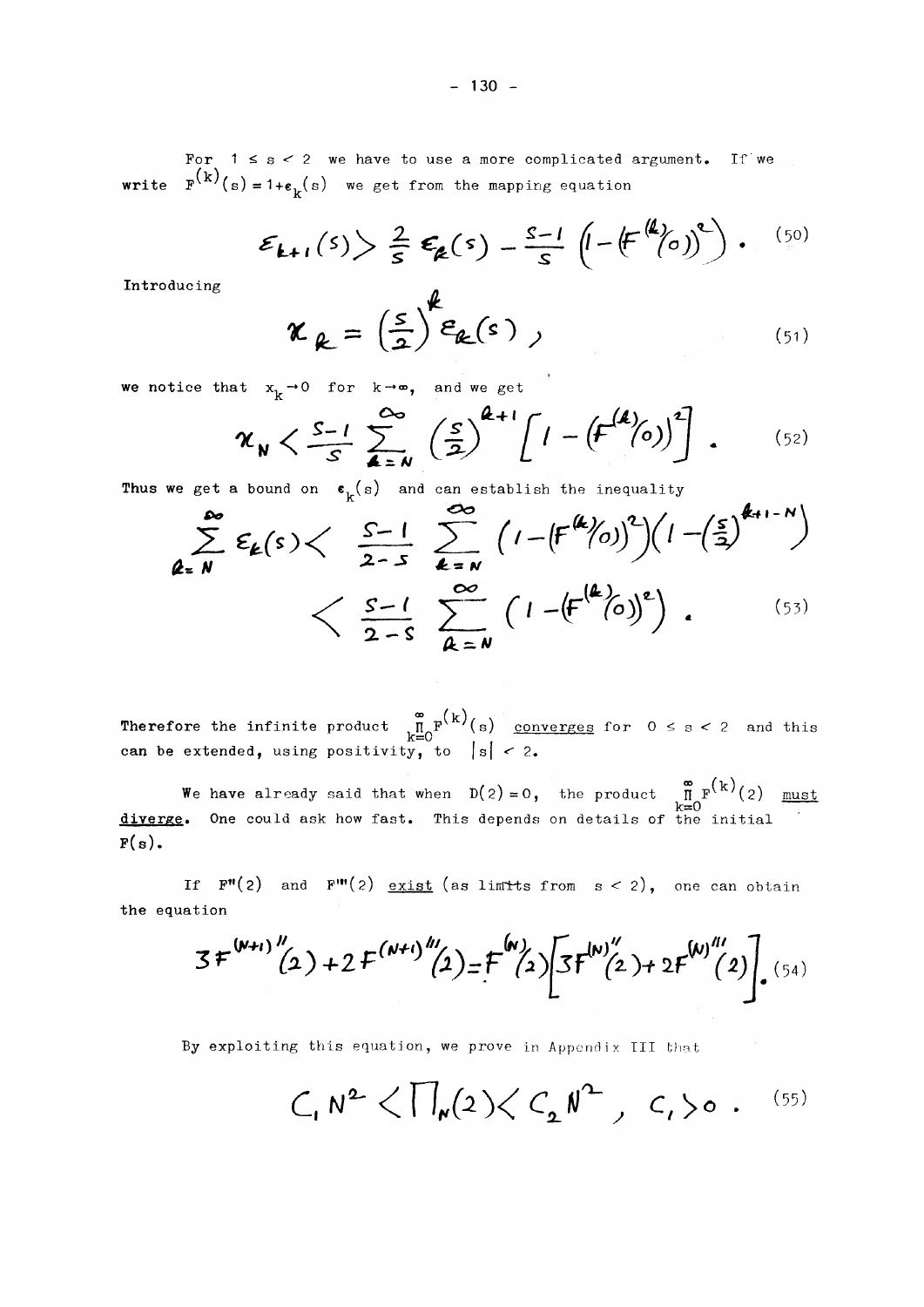For $1 \leq s < 2$ we have to use a more complicated argument. If we write $F^{(k)}(s) = 1+\epsilon_k(s)$ we get from the mapping equation

$$\epsilon_{k+1}(s) > \frac{2}{s}\,\epsilon_k(s) - \frac{s-1}{s}\left(1-\left(F^{(k)}(0)\right)^2\right). \tag{50}$$

Introducing

$$x_k = \left(\frac{s}{2}\right)^k \epsilon_k(s)\,, \tag{51}$$

we notice that $x_k \to 0$ for $k \to \infty$, and we get

$$x_N < \frac{s-1}{s} \sum_{k=N}^{\infty} \left(\frac{s}{2}\right)^{k+1}\left[1-\left(F^{(k)}(0)\right)^2\right]. \tag{52}$$

Thus we get a bound on $\epsilon_k(s)$ and can establish the inequality

$$\sum_{k=N}^{\infty} \epsilon_k(s) < \frac{s-1}{2-s} \sum_{k=N}^{\infty} \left(1-\left(F^{(k)}(0)\right)^2\right)\left(1-\left(\frac{s}{2}\right)^{k+1-N}\right)$$

$$< \frac{s-1}{2-s} \sum_{k=N}^{\infty} \left(1-\left(F^{(k)}(0)\right)^2\right). \tag{53}$$

Therefore the infinite product $\prod_{k=0}^{\infty} F^{(k)}(s)$ _converges_ for $0 \leq s < 2$ and this can be extended, using positivity, to $|s| < 2$.

We have already said that when $D(2) = 0$, the product $\prod_{k=0}^{\infty} F^{(k)}(2)$ _must diverge_. One could ask how fast. This depends on details of the initial $F(s)$.

If $F''(2)$ and $F'''(2)$ _exist_ (as limits from $s < 2$), one can obtain the equation

$$3F^{(N+1)''}(2) + 2F^{(N+1)'''}(2) = F^{(N)}(2)\left[3F^{(N)''}(2) + 2F^{(N)'''}(2)\right]. \tag{54}$$

By exploiting this equation, we prove in Appendix III that

$$C_1 N^2 < \Pi_N(2) < C_2 N^2\,, \quad C_1 > 0\,. \tag{55}$$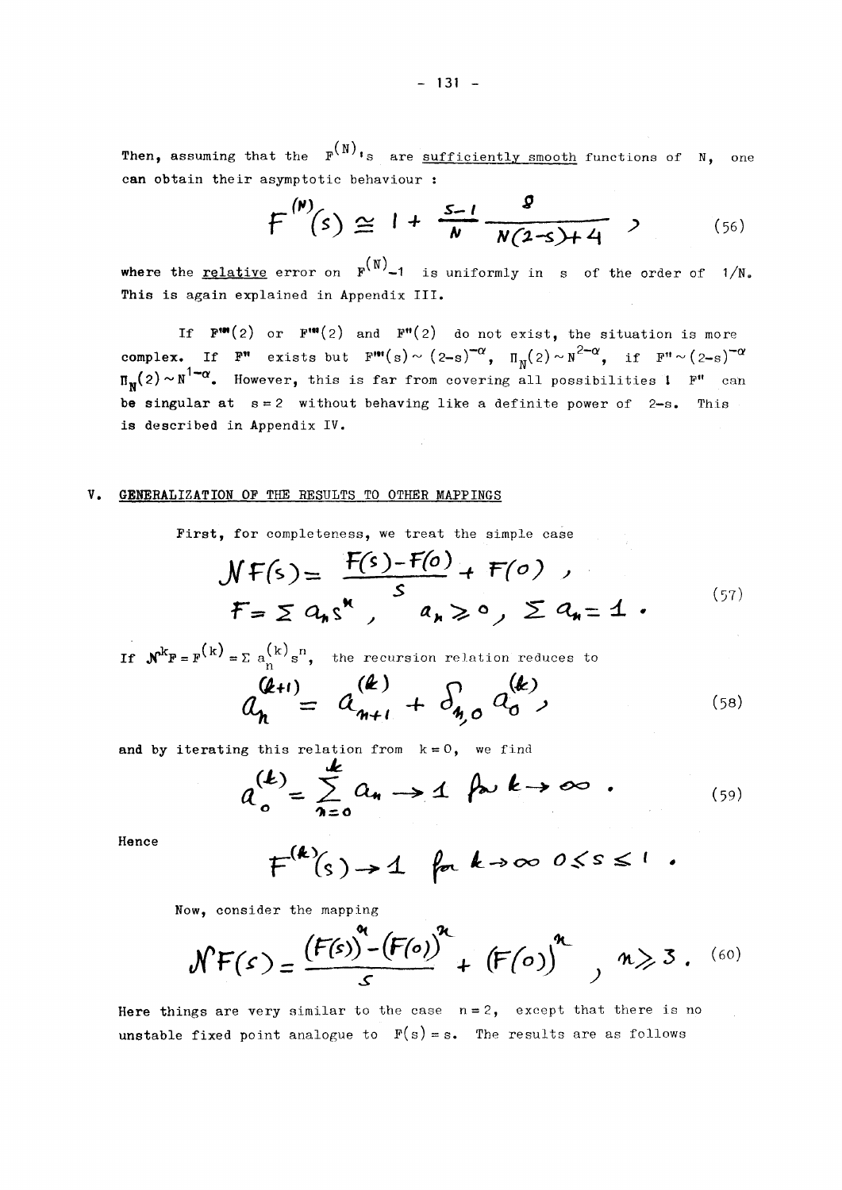Then, assuming that the $F^{(N)}$'s are sufficiently smooth functions of $N$, one can obtain their asymptotic behaviour :

$$F^{(N)}(s) \cong 1 + \frac{s-1}{N} \frac{8}{N(2-s)+4} \, , \tag{56}$$

where the relative error on $F^{(N)}-1$ is uniformly in $s$ of the order of $1/N$. This is again explained in Appendix III.

If $F'''(2)$ or $F'''(2)$ and $F''(2)$ do not exist, the situation is more complex. If $F''$ exists but $F'''(s) \sim (2-s)^{-\alpha}$, $\Pi_N(2) \sim N^{2-\alpha}$, if $F'' \sim (2-s)^{-\alpha}$ $\Pi_N(2) \sim N^{1-\alpha}$. However, this is far from covering all possibilities ! $F''$ can be singular at $s=2$ without behaving like a definite power of $2-s$. This is described in Appendix IV.

## V. GENERALIZATION OF THE RESULTS TO OTHER MAPPINGS

First, for completeness, we treat the simple case

$$\begin{aligned} \mathcal{N}F(s) &= \frac{F(s)-F(0)}{s} + F(0) \, , \\ F &= \sum a_n s^n \, , \quad a_n \geq 0 \, , \; \sum a_n = 1 \, . \end{aligned} \tag{57}$$

If $\mathcal{N}^k F = F^{(k)} = \sum a_n^{(k)} s^n$, the recursion relation reduces to

$$a_n^{(k+1)} = a_{n+1}^{(k)} + \delta_{n,0}\, a_0^{(k)} \, , \tag{58}$$

and by iterating this relation from $k=0$, we find

$$a_0^{(k)} = \sum_{n=0}^{k} a_n \to 1 \text{ for } k \to \infty \, . \tag{59}$$

Hence

$$F^{(k)}(s) \to 1 \text{ for } k \to \infty \; 0 \leq s \leq 1 \, .$$

Now, consider the mapping

$$\mathcal{N}F(s) = \frac{(F(s))^n - (F(0))^n}{s} + (F(0))^n \, , \quad n \geq 3 \, . \tag{60}$$

Here things are very similar to the case $n=2$, except that there is no unstable fixed point analogue to $F(s)=s$. The results are as follows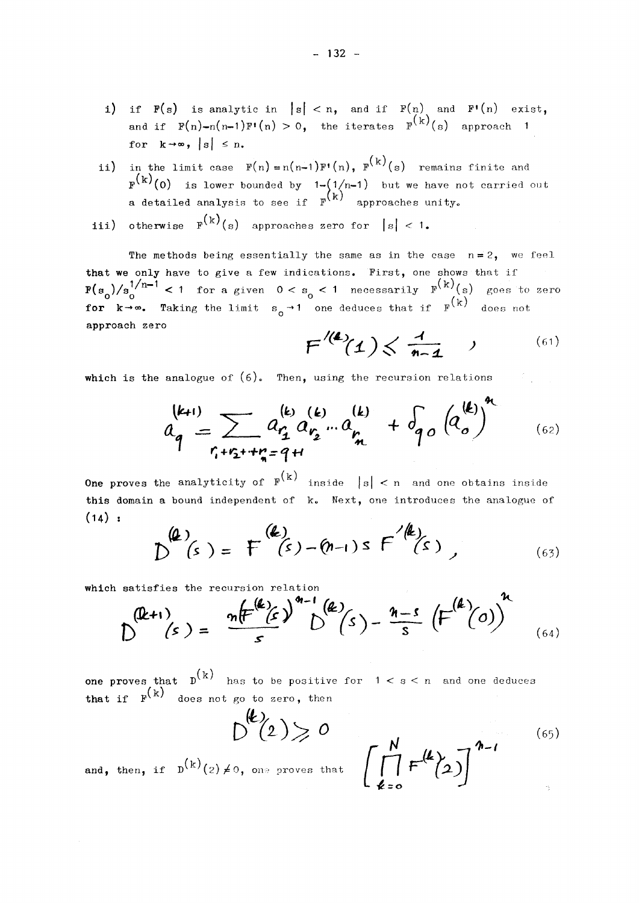i) if $F(s)$ is analytic in $|s| < n$, and if $F(n)$ and $F'(n)$ exist, and if $F(n)-n(n-1)F'(n) > 0$, the iterates $F^{(k)}(s)$ approach 1 for $k \to \infty$, $|s| \leq n$.

ii) in the limit case $F(n) = n(n-1)F'(n)$, $F^{(k)}(s)$ remains finite and $F^{(k)}(0)$ is lower bounded by $1-(1/n-1)$ but we have not carried out a detailed analysis to see if $F^{(k)}$ approaches unity.

iii) otherwise $F^{(k)}(s)$ approaches zero for $|s| < 1$.

The methods being essentially the same as in the case $n = 2$, we feel that we only have to give a few indications. First, one shows that if $F(s_0)/s_0^{1/n-1} < 1$ for a given $0 < s_0 < 1$ necessarily $F^{(k)}(s)$ goes to zero for $k \to \infty$. Taking the limit $s_0 \to 1$ one deduces that if $F^{(k)}$ does not approach zero

$$F'^{(k)}(1) \leq \frac{1}{n-1} \quad , \tag{61}$$

which is the analogue of (6). Then, using the recursion relations

$$a_q^{(k+1)} = \sum_{r_1+r_2+\cdots+r_n=q+1} a_{r_1}^{(k)} a_{r_2}^{(k)} \cdots a_{r_n}^{(k)} + \delta_{q0} \left(a_0^{(k)}\right)^n \tag{62}$$

One proves the analyticity of $F^{(k)}$ inside $|s| < n$ and one obtains inside this domain a bound independent of $k$. Next, one introduces the analogue of (14) :

$$D^{(k)}(s) = F^{(k)}(s) - (n-1)s\, F'^{(k)}(s) , \tag{63}$$

which satisfies the recursion relation

$$D^{(k+1)}(s) = \frac{n\left(F^{(k)}(s)\right)^{n-1} D^{(k)}(s)}{s} - \frac{n-s}{s}\left(F^{(k)}(0)\right)^n \tag{64}$$

one proves that $D^{(k)}$ has to be positive for $1 < s < n$ and one deduces that if $F^{(k)}$ does not go to zero, then

$$D^{(k)}(2) \geq 0 \tag{65}$$

and, then, if $D^{(k)}(2) \neq 0$, one proves that $\left[\prod_{k=0}^{N} F^{(k)}(2)\right]^{n-1}$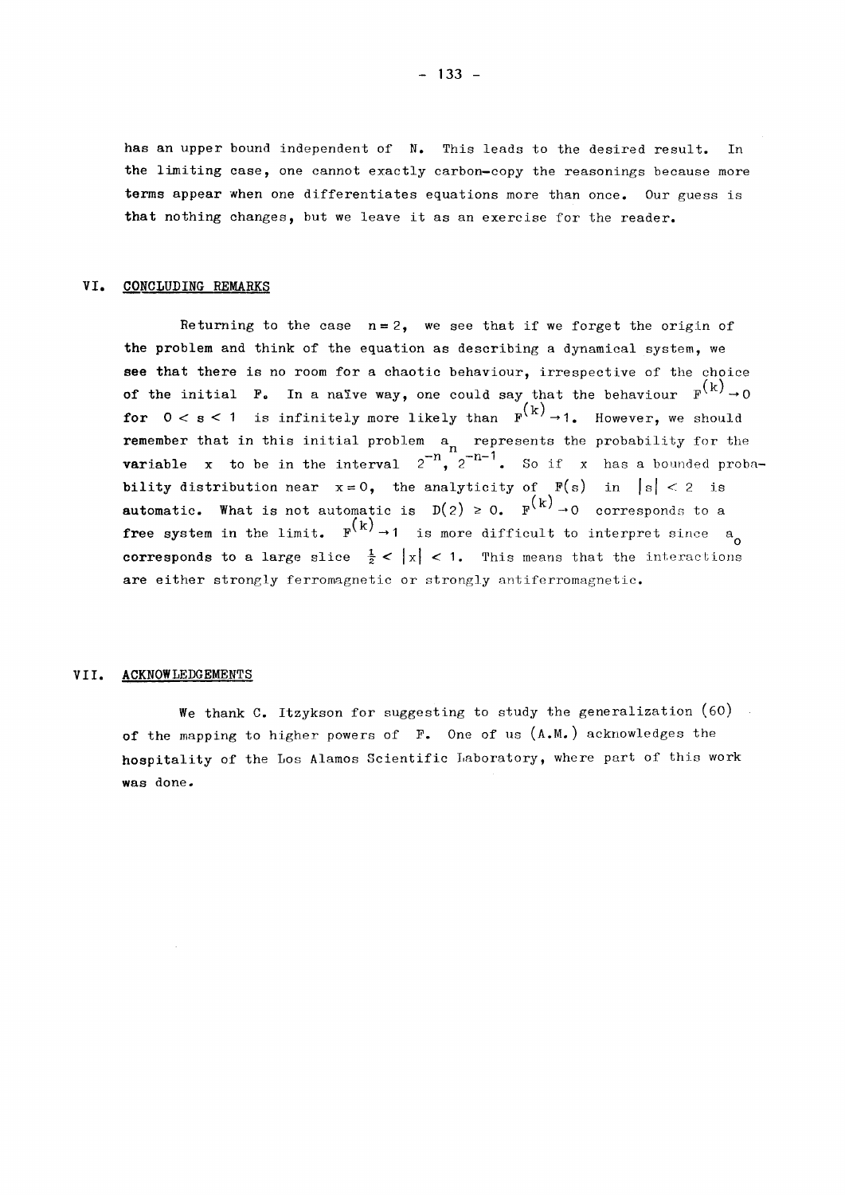has an upper bound independent of N. This leads to the desired result. In the limiting case, one cannot exactly carbon-copy the reasonings because more terms appear when one differentiates equations more than once. Our guess is that nothing changes, but we leave it as an exercise for the reader.

## VI. CONCLUDING REMARKS

Returning to the case $n = 2$, we see that if we forget the origin of the problem and think of the equation as describing a dynamical system, we see that there is no room for a chaotic behaviour, irrespective of the choice of the initial F. In a naïve way, one could say that the behaviour $F^{(k)} \to 0$ for $0 < s < 1$ is infinitely more likely than $F^{(k)} \to 1$. However, we should remember that in this initial problem $a_n$ represents the probability for the variable $x$ to be in the interval $2^{-n}, 2^{-n-1}$. So if $x$ has a bounded probability distribution near $x = 0$, the analyticity of $F(s)$ in $|s| < 2$ is automatic. What is not automatic is $D(2) \geq 0$. $F^{(k)} \to 0$ corresponds to a free system in the limit. $F^{(k)} \to 1$ is more difficult to interpret since $a_o$ corresponds to a large slice $\frac{1}{2} < |x| < 1$. This means that the interactions are either strongly ferromagnetic or strongly antiferromagnetic.

## VII. ACKNOWLEDGEMENTS

We thank C. Itzykson for suggesting to study the generalization (60) of the mapping to higher powers of F. One of us (A.M.) acknowledges the hospitality of the Los Alamos Scientific Laboratory, where part of this work was done.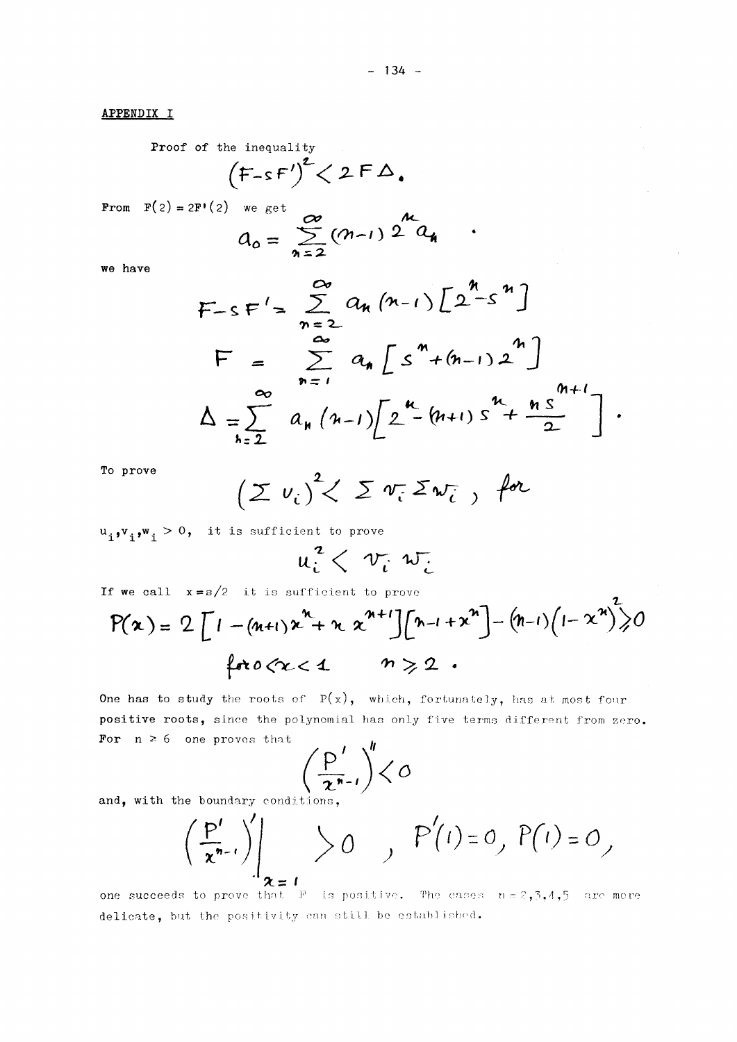## APPENDIX I

Proof of the inequality

$$(F - sF')^2 < 2F\Delta.$$

From $F(2) = 2F'(2)$ we get

$$a_0 = \sum_{n=2}^{\infty} (n-1)\, 2^n a_n \quad .$$

we have

$$F - sF' = \sum_{n=2}^{\infty} a_n (n-1) \left[ 2^n - s^n \right]$$

$$F = \sum_{n=1}^{\infty} a_n \left[ s^n + (n-1) 2^n \right]$$

$$\Delta = \sum_{n=2}^{\infty} a_n (n-1) \left[ 2^n - (n+1) s^n + \frac{n s^{n+1}}{2} \right].$$

To prove

$$\left( \sum u_i \right)^2 < \sum v_i \sum w_i \ , \ \text{for}$$

$u_i, v_i, w_i > 0$, it is sufficient to prove

$$u_i^2 < v_i \, w_i$$

If we call $x = s/2$ it is sufficient to prove

$$P(x) = 2\left[ 1 - (n+1)x^n + n\, x^{n+1} \right]\left[ n - 1 + x^n \right] - (n-1)\left( 1 - x^n \right)^2 \geq 0$$

$$\text{for } 0 < x < 1 \qquad n \geq 2 \, .$$

One has to study the roots of $P(x)$, which, fortunately, has at most four positive roots, since the polynomial has only five terms different from zero. For $n \geq 6$ one proves that

$$\left( \frac{P'}{x^{n-1}} \right)'' < 0$$

and, with the boundary conditions,

$$\left. \left( \frac{P'}{x^{n-1}} \right)' \right|_{x=1} > 0 \ , \ P'(1) = 0, \ P(1) = 0,$$

one succeeds to prove that $P$ is positive. The cases $n = 2,3,4,5$ are more delicate, but the positivity can still be established.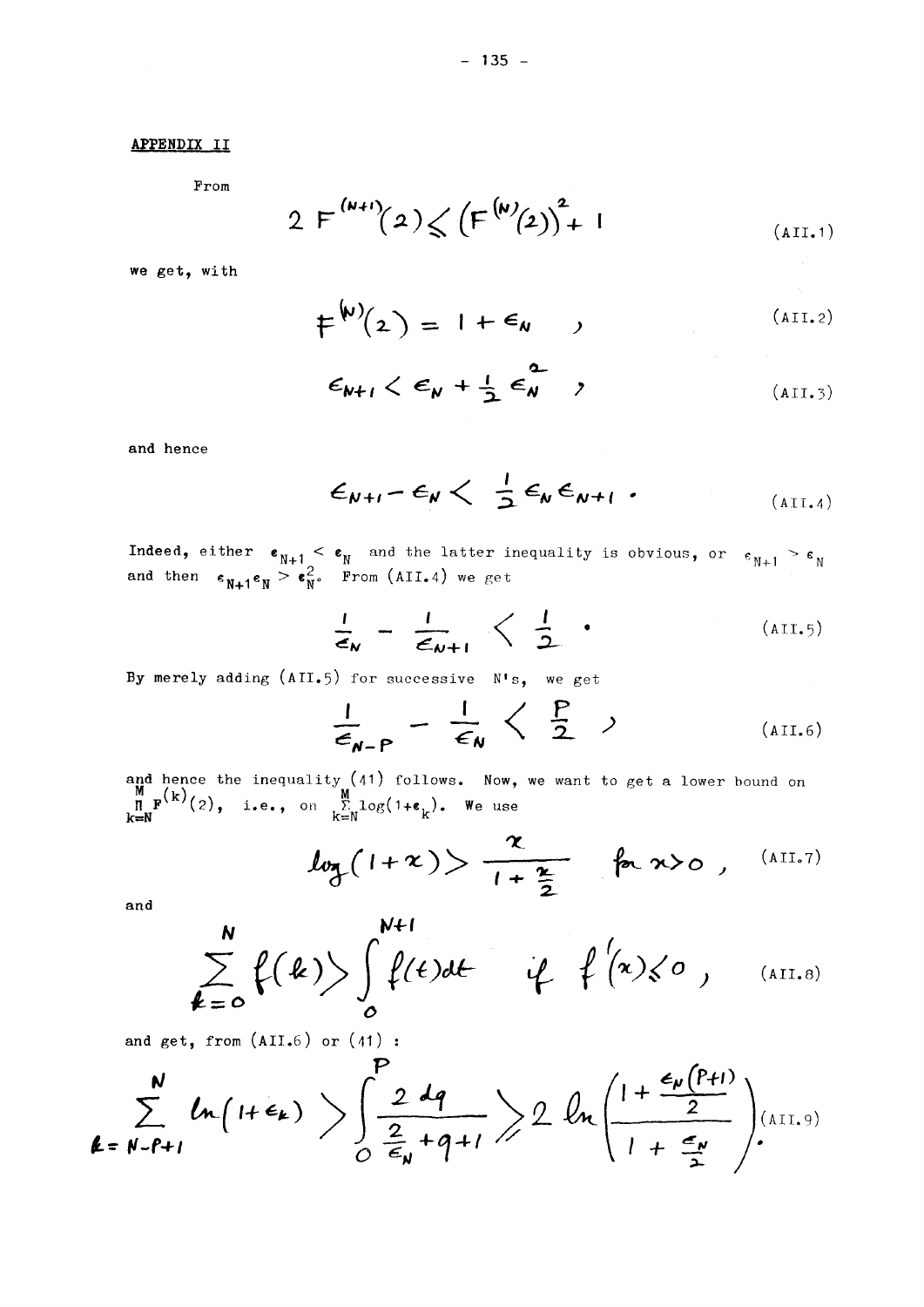## APPENDIX II

From

$$2\,F^{(N+1)}(2) \leqslant \left(F^{(N)}(2)\right)^2 + 1 \tag{AII.1}$$

we get, with

$$F^{(N)}(2) = 1 + \epsilon_N \quad , \tag{AII.2}$$

$$\epsilon_{N+1} < \epsilon_N + \frac{1}{2}\epsilon_N^2 \quad , \tag{AII.3}$$

and hence

$$\epsilon_{N+1} - \epsilon_N < \frac{1}{2}\epsilon_N \epsilon_{N+1} \,. \tag{AII.4}$$

Indeed, either $\epsilon_{N+1} < \epsilon_N$ and the latter inequality is obvious, or $\epsilon_{N+1} > \epsilon_N$ and then $\epsilon_{N+1}\epsilon_N > \epsilon_N^2$. From (AII.4) we get

$$\frac{1}{\epsilon_N} - \frac{1}{\epsilon_{N+1}} < \frac{1}{2} \,. \tag{AII.5}$$

By merely adding (AII.5) for successive N's, we get

$$\frac{1}{\epsilon_{N-P}} - \frac{1}{\epsilon_N} < \frac{P}{2} \quad , \tag{AII.6}$$

and hence the inequality (41) follows. Now, we want to get a lower bound on $\prod\limits_{k=N}^{M} F^{(k)}(2)$, i.e., on $\sum\limits_{k=N}^{M} \log(1+\epsilon_k)$. We use

$$\log(1+x) > \frac{x}{1+\frac{x}{2}} \quad \text{for } x>0 \,, \tag{AII.7}$$

and

$$\sum_{k=0}^{N} f(k) > \int_0^{N+1} f(t)\,dt \quad \text{if } f'(x) \leqslant 0 \,, \tag{AII.8}$$

and get, from (AII.6) or (41) :

$$\sum_{k=N-P+1}^{N} \ln(1+\epsilon_k) > \int_0^P \frac{2\,dq}{\frac{2}{\epsilon_N}+q+1} > 2\,\ln\left(\frac{1+\frac{\epsilon_N(P+1)}{2}}{1+\frac{\epsilon_N}{2}}\right) . \tag{AII.9}$$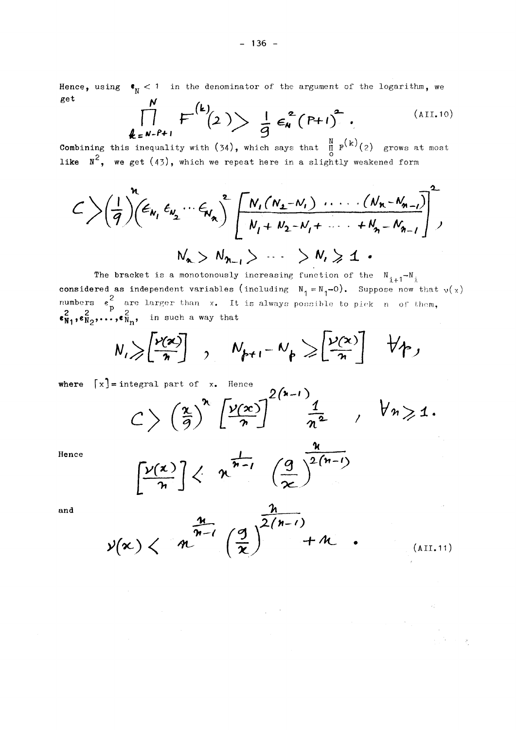Hence, using $\epsilon_N < 1$ in the denominator of the argument of the logarithm, we get

$$\prod_{k=N-P+1}^{N} F^{(k)}(2) > \frac{1}{9}\,\epsilon_N^2 (P+1)^2 . \tag{AII.10}$$

Combining this inequality with (34), which says that $\prod_0^N F^{(k)}(2)$ grows at most like $N^2$, we get (43), which we repeat here in a slightly weakened form

$$C > \left(\frac{1}{9}\right)^n \left(\epsilon_{N_1}\epsilon_{N_2}\cdots\epsilon_{N_n}\right)^2 \left[\frac{N_1(N_2-N_1)\,\cdots\cdots(N_n-N_{n-1})}{N_1+N_2-N_1+\cdots+N_n-N_{n-1}}\right]^2 ,$$

$$N_n > N_{n-1} > \cdots > N_1 \geq 1 .$$

The bracket is a monotonously increasing function of the $N_{i+1}-N_i$ considered as independent variables (including $N_1 = N_1 - 0$). Suppose now that $\nu(x)$ numbers $\epsilon_p^2$ are larger than $x$. It is always possible to pick $n$ of them, $\epsilon_{N_1}^2, \epsilon_{N_2}^2, \ldots, \epsilon_{N_n}^2$, in such a way that

$$N_1 \geq \left[\frac{\nu(x)}{n}\right] , \quad N_{p+1}-N_p \geq \left[\frac{\nu(x)}{n}\right] \quad \forall p,$$

where $[x]$ = integral part of $x$. Hence

$$C > \left(\frac{x}{9}\right)^n \left[\frac{\nu(x)}{n}\right]^{2(n-1)} \frac{1}{n^2} , \quad \forall n \geq 1 .$$

Hence

$$\left[\frac{\nu(x)}{n}\right] < n^{\frac{1}{n-1}} \left(\frac{9}{x}\right)^{\frac{n}{2(n-1)}}$$

and

$$\nu(x) < n^{\frac{n}{n-1}} \left(\frac{9}{x}\right)^{\frac{n}{2(n-1)}} + n . \tag{AII.11}$$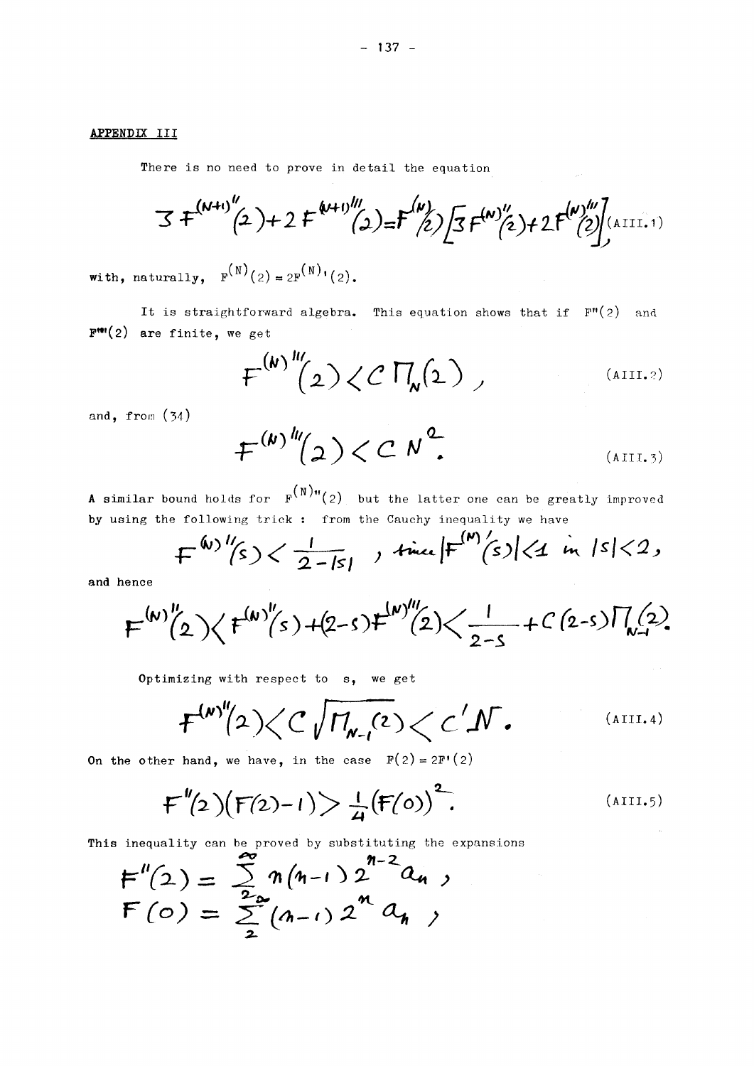## APPENDIX III

There is no need to prove in detail the equation

$$3F^{(N+1)''}(2)+2F^{(N+1)'''}(2)=F^{(N)}(2)\left[3F^{(N)''}(2)+2F^{(N)'''}(2)\right], \tag{AIII.1}$$

with, naturally, $F^{(N)}(2)=2F^{(N)'}(2)$.

It is straightforward algebra. This equation shows that if $F''(2)$ and $F'''(2)$ are finite, we get

$$F^{(N)'''}(2) < C\,\Pi_N(2)\,, \tag{AIII.2}$$

and, from (34)

$$F^{(N)'''}(2) < C\,N^2. \tag{AIII.3}$$

A similar bound holds for $F^{(N)''}(2)$ but the latter one can be greatly improved by using the following trick : from the Cauchy inequality we have

$$F^{(N)''}(s) < \frac{1}{2-|s|}\,, \text{ since } |F^{(N)'}(s)| < 1 \text{ in } |s|<2,$$

and hence

$$F^{(N)''}(2) < F^{(N)''}(s)+(2-s)F^{(N)'''}(2) < \frac{1}{2-s}+C(2-s)\Pi_{N-1}(2).$$

Optimizing with respect to $s$, we get

$$F^{(N)''}(2) < C\sqrt{\Pi_{N-1}(2)} < C'\sqrt{N}. \tag{AIII.4}$$

On the other hand, we have, in the case $F(2)=2F'(2)$

$$F''(2)(F(2)-1) > \frac{1}{4}(F(0))^2. \tag{AIII.5}$$

This inequality can be proved by substituting the expansions

$$F''(2)=\sum_{2}^{\infty} n(n-1)\,2^{n-2}a_n\,,$$
$$F(0)=\sum_{2}^{\infty}(n-1)\,2^n a_n\,,$$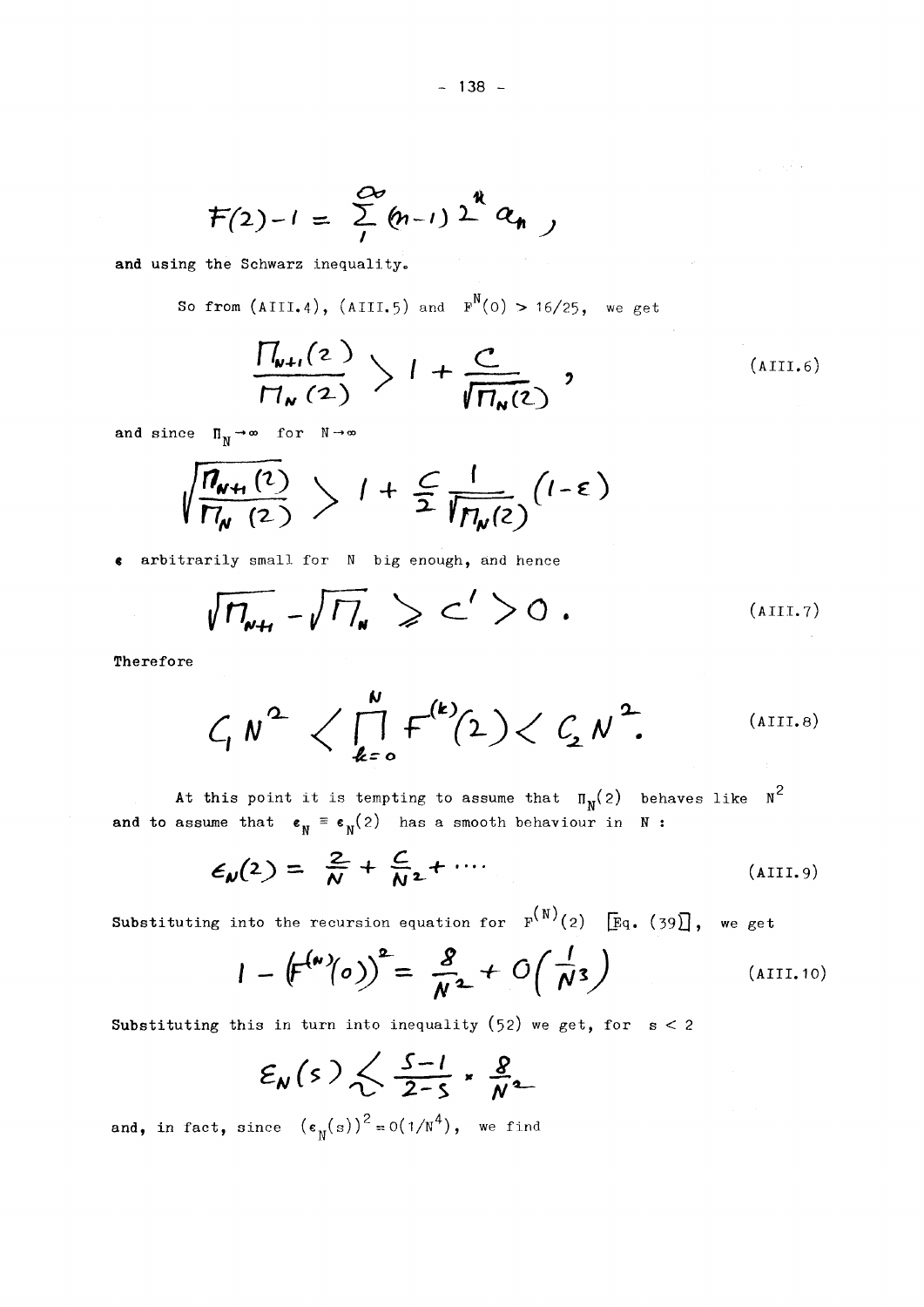$$F(2)-1 = \sum_{1}^{\infty} (n-1)\, 2^{n} a_n \, ,$$

and using the Schwarz inequality.

So from (AIII.4), (AIII.5) and $F^N(0) > 16/25$, we get

$$\frac{\Pi_{N+1}(2)}{\Pi_N(2)} > 1 + \frac{C}{\sqrt{\Pi_N(2)}} \, , \tag{AIII.6}$$

and since $\Pi_N \to \infty$ for $N \to \infty$

$$\sqrt{\frac{\Pi_{N+1}(2)}{\Pi_N(2)}} > 1 + \frac{C}{2} \frac{1}{\sqrt{\Pi_N(2)}} (1-\epsilon)$$

$\epsilon$ arbitrarily small for $N$ big enough, and hence

$$\sqrt{\Pi_{N+1}} - \sqrt{\Pi_N} > C' > 0 \, . \tag{AIII.7}$$

Therefore

$$C_1 N^2 < \prod_{k=0}^{N} F^{(k)}(2) < C_2 N^2 . \tag{AIII.8}$$

At this point it is tempting to assume that $\Pi_N(2)$ behaves like $N^2$ and to assume that $\epsilon_N \equiv \epsilon_N(2)$ has a smooth behaviour in $N$ :

$$\epsilon_N(2) = \frac{2}{N} + \frac{C}{N^2} + \cdots \tag{AIII.9}$$

Substituting into the recursion equation for $F^{(N)}(2)$ [Eq. (39)], we get

$$1 - \left(F^{(N)}(0)\right)^2 = \frac{8}{N^2} + O\left(\frac{1}{N^3}\right) \tag{AIII.10}$$

Substituting this in turn into inequality (52) we get, for $s < 2$

$$\epsilon_N(s) \lesssim \frac{s-1}{2-s} \cdot \frac{8}{N^2}$$

and, in fact, since $(\epsilon_N(s))^2 = O(1/N^4)$, we find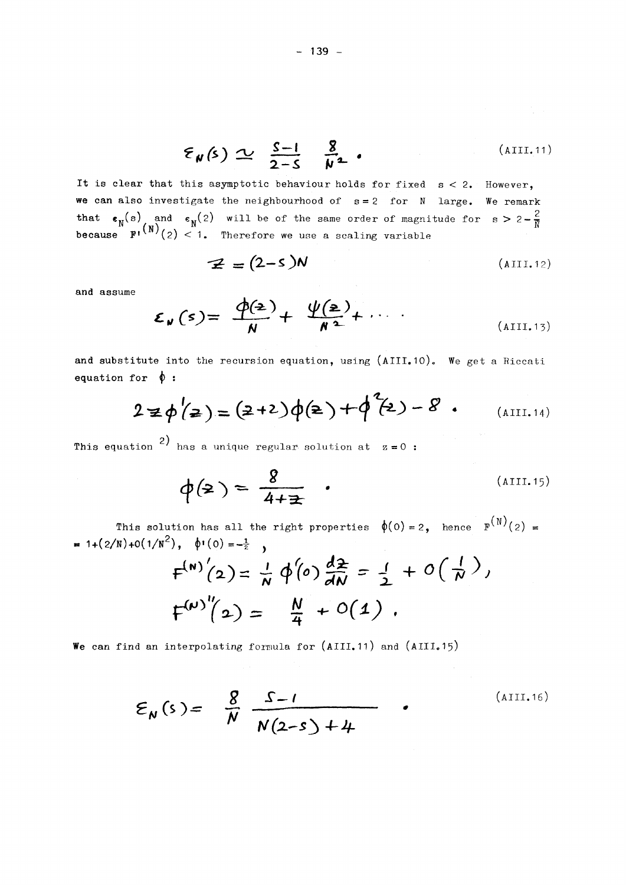$$\varepsilon_N(s) \simeq \frac{s-1}{2-s} \; \frac{8}{N^2} \, . \tag{AIII.11}$$

It is clear that this asymptotic behaviour holds for fixed $s < 2$. However, we can also investigate the neighbourhood of $s = 2$ for $N$ large. We remark that $\epsilon_N(s)$ and $\epsilon_N(2)$ will be of the same order of magnitude for $s > 2 - \frac{2}{N}$ because $F'^{(N)}(2) < 1$. Therefore we use a scaling variable

$$z = (2-s)N \tag{AIII.12}$$

and assume

$$\varepsilon_N(s) = \frac{\phi(z)}{N} + \frac{\psi(z)}{N^2} + \cdots \tag{AIII.13}$$

and substitute into the recursion equation, using (AIII.10). We get a Riccati equation for $\phi$ :

$$2z\phi'(z) = (z+2)\phi(z) + \phi^2(z) - 8 \, . \tag{AIII.14}$$

This equation [2] has a unique regular solution at $z = 0$ :

$$\phi(z) = \frac{8}{4+z} \, . \tag{AIII.15}$$

This solution has all the right properties $\phi(0) = 2$, hence $F^{(N)}(2) = 1 + (2/N) + O(1/N^2)$, $\phi'(0) = -\frac{1}{2}$ ,

$$F^{(N)\prime}(2) = \frac{1}{N}\phi'(0)\frac{dz}{dN} = \frac{1}{2} + O\left(\frac{1}{N}\right),$$

$$F^{(N)\prime\prime}(2) = \frac{N}{4} + O(1) \, .$$

We can find an interpolating formula for (AIII.11) and (AIII.15)

$$\varepsilon_N(s) = \frac{8}{N} \; \frac{s-1}{N(2-s)+4} \, . \tag{AIII.16}$$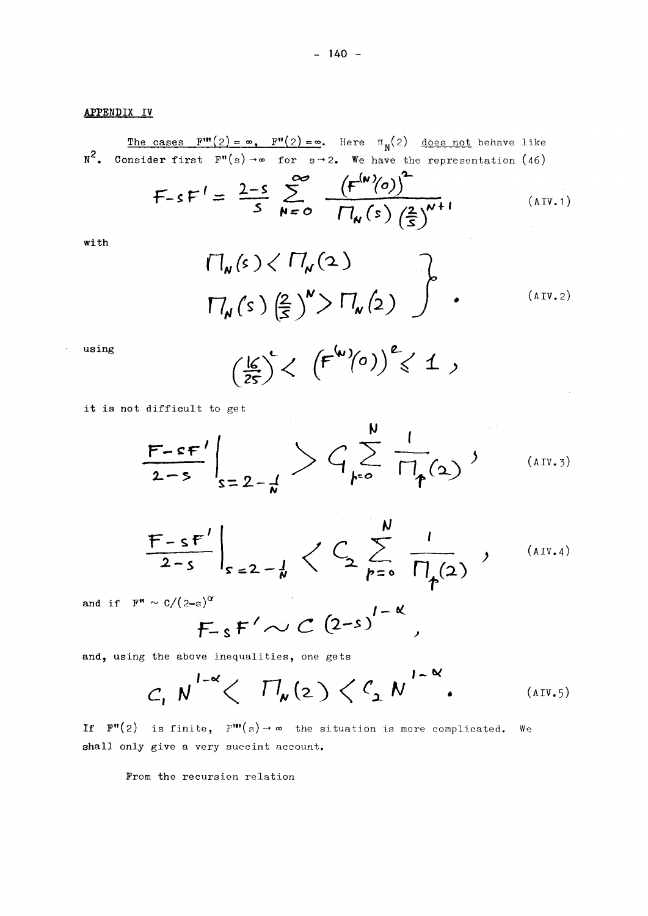## APPENDIX IV

<u>The cases $F'''(2) = \infty$, $F''(2) = \infty$.</u> Here $\Pi_N(2)$ <u>does not</u> behave like $N^2$. Consider first $F''(s) \to \infty$ for $s \to 2$. We have the representation (46)

$$F - sF' = \frac{2-s}{s} \sum_{N=0}^{\infty} \frac{\left(F^{(N)}(0)\right)^2}{\Pi_N(s)\left(\frac{2}{s}\right)^{N+1}} \tag{AIV.1}$$

with

$$\left.\begin{array}{l} \Pi_N(s) < \Pi_N(2) \\ \Pi_N(s)\left(\frac{2}{s}\right)^N > \Pi_N(2) \end{array}\right\} . \tag{AIV.2}$$

using

$$\left(\frac{16}{25}\right)^2 < \left(F^{(N)}(0)\right)^2 \leq 1 ,$$

it is not difficult to get

$$\left.\frac{F - sF'}{2-s}\right|_{s=2-\frac{1}{N}} > C_1 \sum_{p=0}^{N} \frac{1}{\Pi_p(2)} , \tag{AIV.3}$$

$$\left.\frac{F - sF'}{2-s}\right|_{s=2-\frac{1}{N}} < C_2 \sum_{p=0}^{N} \frac{1}{\Pi_p(2)} , \tag{AIV.4}$$

and if $F'' \sim C/(2-s)^{\alpha}$

$$F - sF' \sim C\,(2-s)^{1-\alpha} ,$$

and, using the above inequalities, one gets

$$C_1\, N^{1-\alpha} < \Pi_N(2) < C_2\, N^{1-\alpha} . \tag{AIV.5}$$

If $F''(2)$ is finite, $F'''(s) \to \infty$ the situation is more complicated. We shall only give a very succint account.

From the recursion relation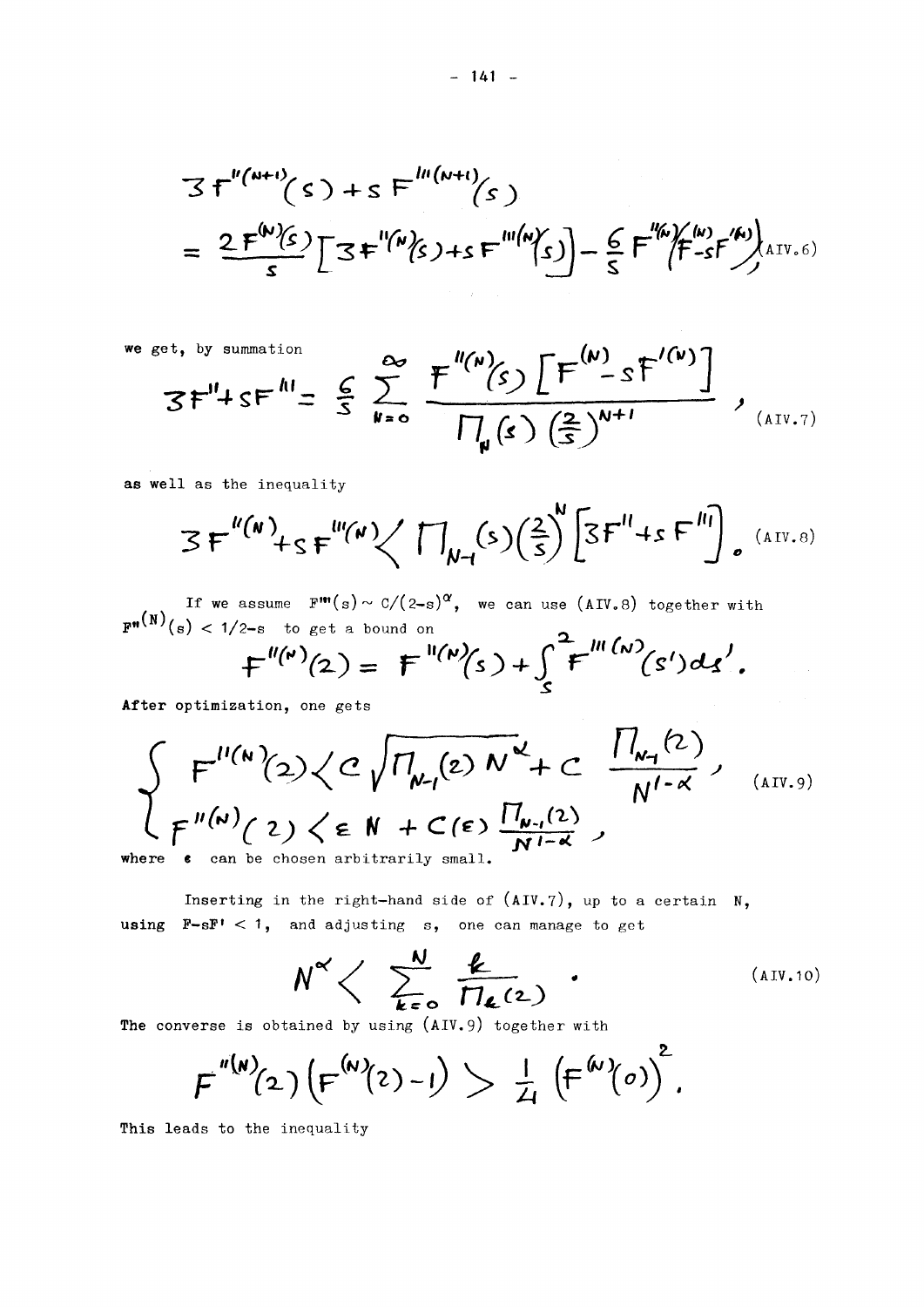$$3F''^{(N+1)}(s) + sF'''^{(N+1)}(s) = \frac{2F^{(N)}(s)}{s}\left[3F''^{(N)}(s) + sF'''^{(N)}(s)\right] - \frac{6}{s}F''^{(N)}\left(F^{(N)} - sF'^{(N)}\right) \tag{AIV.6}$$

we get, by summation

$$3F'' + sF''' = \frac{6}{s}\sum_{N=0}^{\infty} \frac{F''^{(N)}(s)\left[F^{(N)} - sF'^{(N)}\right]}{\Pi_N(s)\left(\frac{2}{s}\right)^{N+1}} , \tag{AIV.7}$$

as well as the inequality

$$3F''^{(N)} + sF'''^{(N)} < \Pi_{N-1}(s)\left(\frac{2}{s}\right)^N \left[3F'' + sF'''\right] . \tag{AIV.8}$$

If we assume $F'''(s) \sim C/(2-s)^{\alpha}$, we can use (AIV.8) together with $F''^{(N)}(s) < 1/2-s$ to get a bound on

$$F''^{(N)}(2) = F''^{(N)}(s) + \int_s^2 F'''^{(N)}(s')ds' .$$

After optimization, one gets

$$\begin{cases} F''^{(N)}(2) < C\sqrt{\Pi_{N-1}(2)\, N^{\alpha}} + C\,\dfrac{\Pi_{N-1}(2)}{N^{1-\alpha}} , \\ F''^{(N)}(2) < \varepsilon N + C(\varepsilon)\,\dfrac{\Pi_{N-1}(2)}{N^{1-\alpha}} , \end{cases} \tag{AIV.9}$$

where $\varepsilon$ can be chosen arbitrarily small.

Inserting in the right-hand side of (AIV.7), up to a certain $N$, using $F - sF' < 1$, and adjusting $s$, one can manage to get

$$N^{\alpha} < \sum_{k=0}^{N} \frac{k}{\Pi_k(2)} . \tag{AIV.10}$$

The converse is obtained by using (AIV.9) together with

$$F''^{(N)}(2)\left(F^{(N)}(2) - 1\right) > \frac{1}{4}\left(F^{(N)}(0)\right)^2 .$$

This leads to the inequality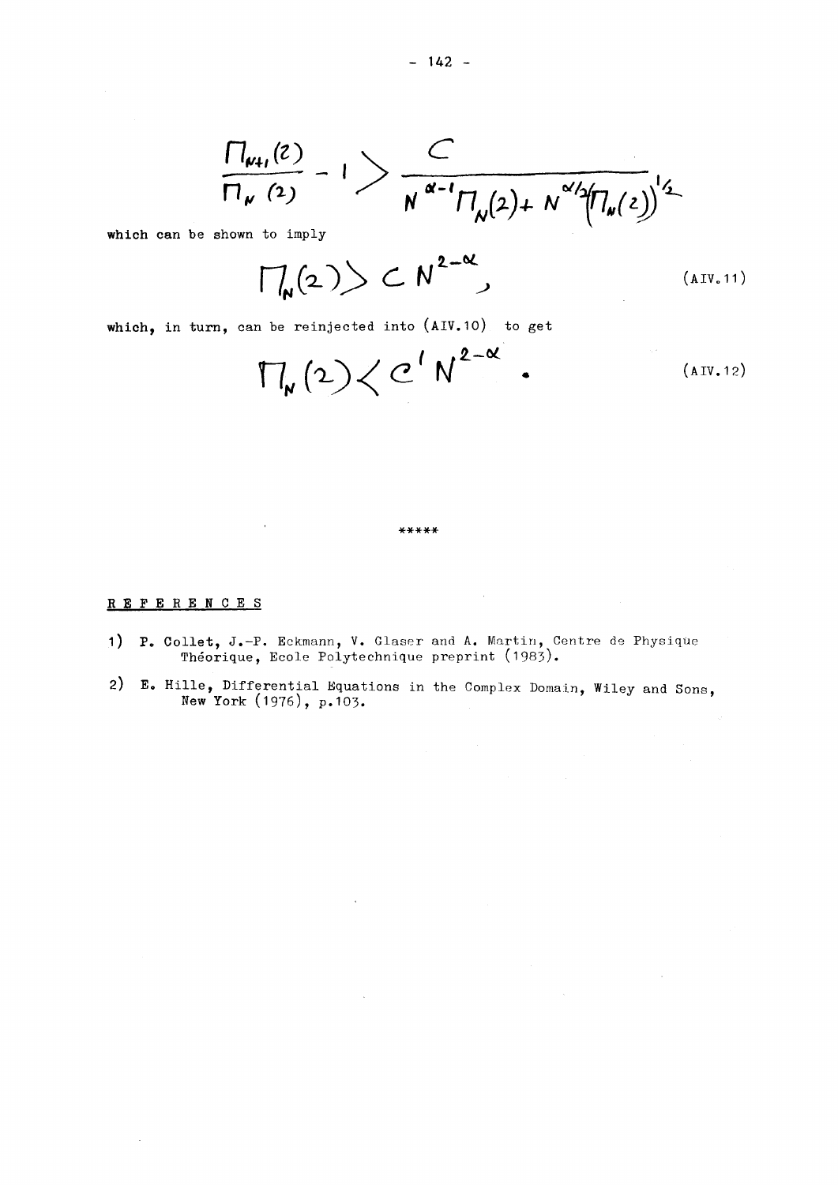$$\frac{\Pi_{N+1}(2)}{\Pi_N(2)} - 1 > \frac{C}{N^{\alpha-1}\Pi_N(2) + N^{\alpha/2}(\Pi_N(2))^{1/2}}$$

which can be shown to imply

$$\Pi_N(2) > C\, N^{2-\alpha}, \tag{AIV.11}$$

which, in turn, can be reinjected into (AIV.10) to get

$$\Pi_N(2) < C'\, N^{2-\alpha}\,. \tag{AIV.12}$$

\*\*\*\*\*

## REFERENCES

1) P. Collet, J.-P. Eckmann, V. Glaser and A. Martin, Centre de Physique Théorique, Ecole Polytechnique preprint (1983).

2) E. Hille, Differential Equations in the Complex Domain, Wiley and Sons, New York (1976), p.103.